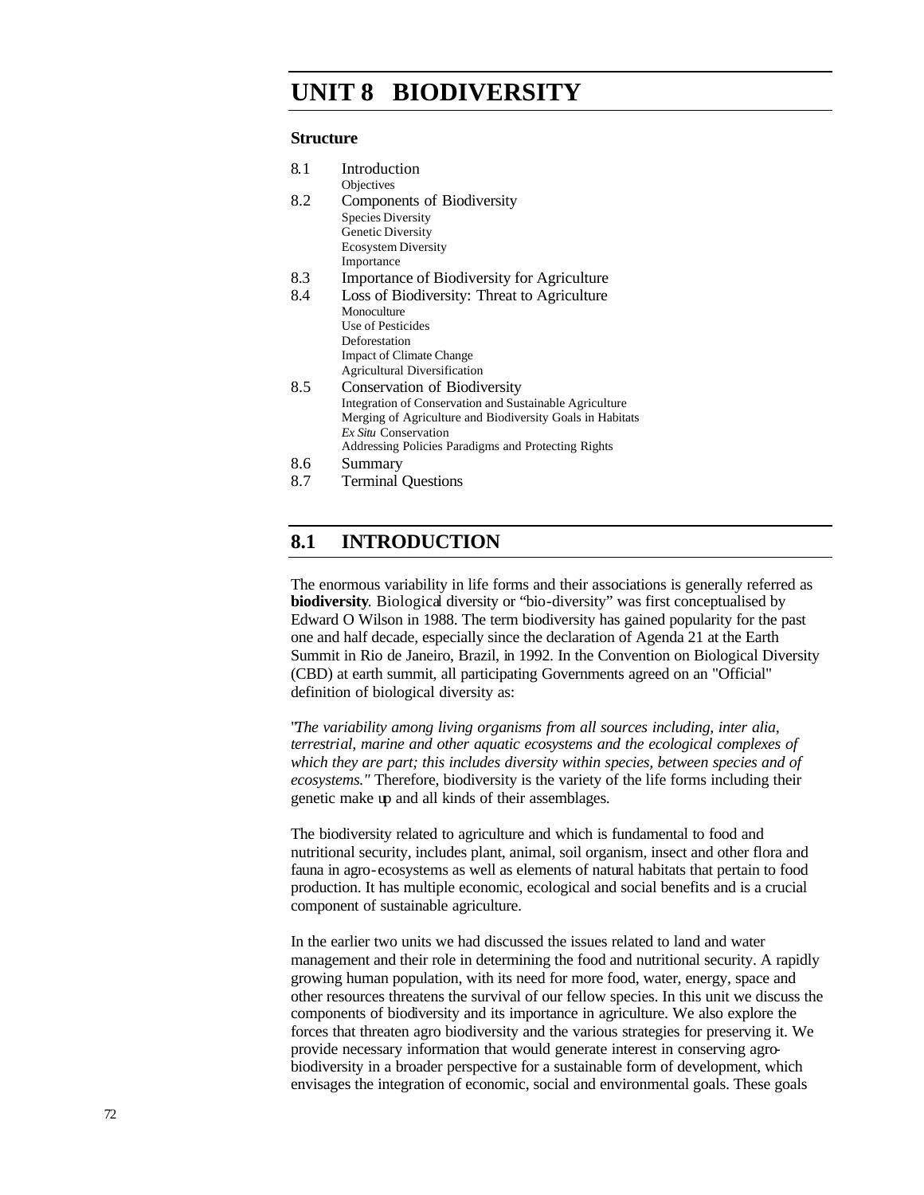# UNIT 8 BIODIVERSITY

### Structure

8.1 Introduction
  - Objectives

8.2 Components of Biodiversity
  - Species Diversity
  - Genetic Diversity
  - Ecosystem Diversity
  - Importance

8.3 Importance of Biodiversity for Agriculture

8.4 Loss of Biodiversity: Threat to Agriculture
  - Monoculture
  - Use of Pesticides
  - Deforestation
  - Impact of Climate Change
  - Agricultural Diversification

8.5 Conservation of Biodiversity
  - Integration of Conservation and Sustainable Agriculture
  - Merging of Agriculture and Biodiversity Goals in Habitats
  - *Ex Situ* Conservation
  - Addressing Policies Paradigms and Protecting Rights

8.6 Summary

8.7 Terminal Questions

## 8.1 INTRODUCTION

The enormous variability in life forms and their associations is generally referred as **biodiversity**. Biological diversity or "bio-diversity" was first conceptualised by Edward O Wilson in 1988. The term biodiversity has gained popularity for the past one and half decade, especially since the declaration of Agenda 21 at the Earth Summit in Rio de Janeiro, Brazil, in 1992. In the Convention on Biological Diversity (CBD) at earth summit, all participating Governments agreed on an "Official" definition of biological diversity as:

"*The variability among living organisms from all sources including, inter alia, terrestrial, marine and other aquatic ecosystems and the ecological complexes of which they are part; this includes diversity within species, between species and of ecosystems."* Therefore, biodiversity is the variety of the life forms including their genetic make up and all kinds of their assemblages.

The biodiversity related to agriculture and which is fundamental to food and nutritional security, includes plant, animal, soil organism, insect and other flora and fauna in agro-ecosystems as well as elements of natural habitats that pertain to food production. It has multiple economic, ecological and social benefits and is a crucial component of sustainable agriculture.

In the earlier two units we had discussed the issues related to land and water management and their role in determining the food and nutritional security. A rapidly growing human population, with its need for more food, water, energy, space and other resources threatens the survival of our fellow species. In this unit we discuss the components of biodiversity and its importance in agriculture. We also explore the forces that threaten agro biodiversity and the various strategies for preserving it. We provide necessary information that would generate interest in conserving agro-biodiversity in a broader perspective for a sustainable form of development, which envisages the integration of economic, social and environmental goals. These goals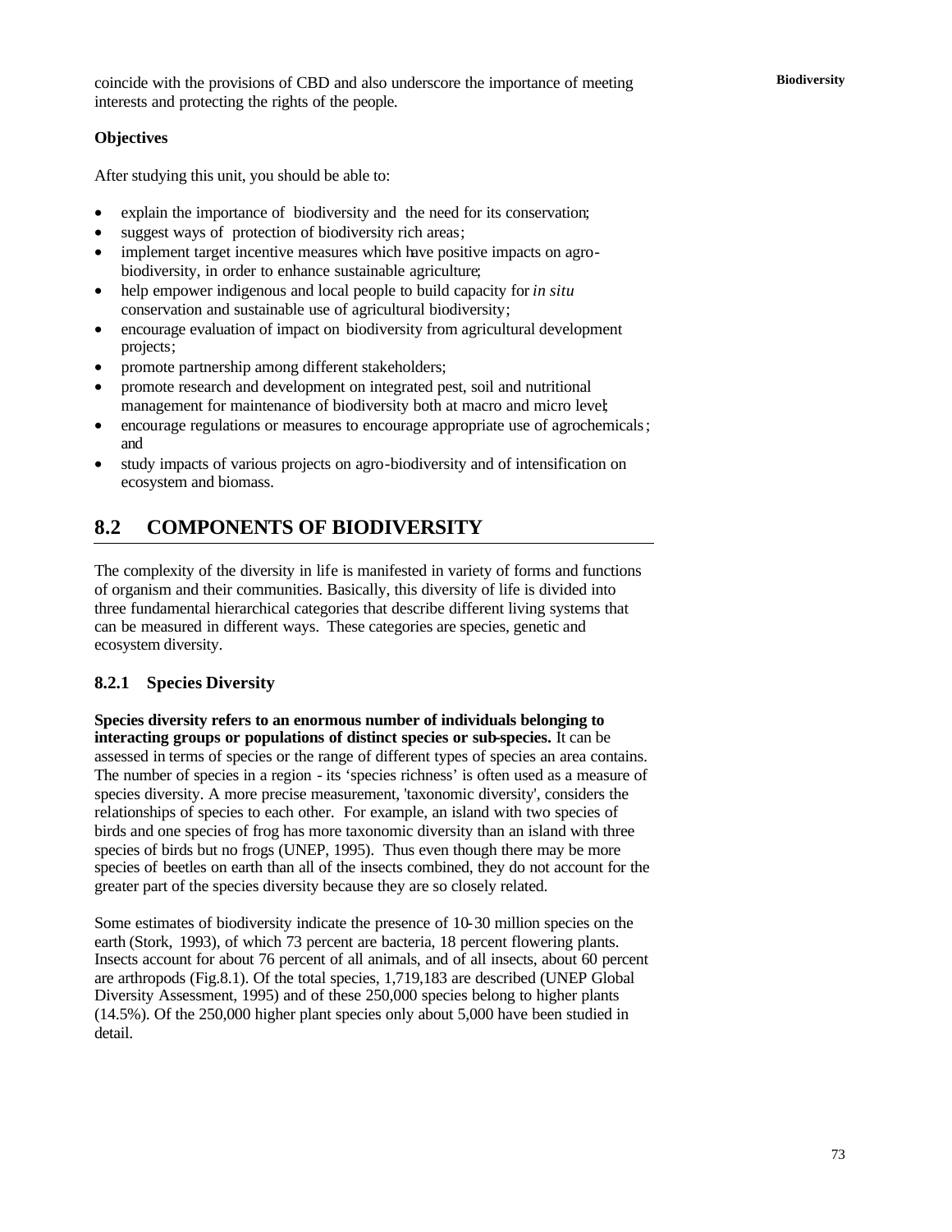coincide with the provisions of CBD and also underscore the importance of meeting interests and protecting the rights of the people.

**Objectives**

After studying this unit, you should be able to:

- explain the importance of biodiversity and the need for its conservation;
- suggest ways of protection of biodiversity rich areas;
- implement target incentive measures which have positive impacts on agro-biodiversity, in order to enhance sustainable agriculture;
- help empower indigenous and local people to build capacity for *in situ* conservation and sustainable use of agricultural biodiversity;
- encourage evaluation of impact on biodiversity from agricultural development projects;
- promote partnership among different stakeholders;
- promote research and development on integrated pest, soil and nutritional management for maintenance of biodiversity both at macro and micro level;
- encourage regulations or measures to encourage appropriate use of agrochemicals; and
- study impacts of various projects on agro-biodiversity and of intensification on ecosystem and biomass.

## 8.2 COMPONENTS OF BIODIVERSITY

The complexity of the diversity in life is manifested in variety of forms and functions of organism and their communities. Basically, this diversity of life is divided into three fundamental hierarchical categories that describe different living systems that can be measured in different ways. These categories are species, genetic and ecosystem diversity.

### 8.2.1 Species Diversity

**Species diversity refers to an enormous number of individuals belonging to interacting groups or populations of distinct species or sub-species.** It can be assessed in terms of species or the range of different types of species an area contains. The number of species in a region - its 'species richness' is often used as a measure of species diversity. A more precise measurement, 'taxonomic diversity', considers the relationships of species to each other. For example, an island with two species of birds and one species of frog has more taxonomic diversity than an island with three species of birds but no frogs (UNEP, 1995). Thus even though there may be more species of beetles on earth than all of the insects combined, they do not account for the greater part of the species diversity because they are so closely related.

Some estimates of biodiversity indicate the presence of 10-30 million species on the earth (Stork, 1993), of which 73 percent are bacteria, 18 percent flowering plants. Insects account for about 76 percent of all animals, and of all insects, about 60 percent are arthropods (Fig.8.1). Of the total species, 1,719,183 are described (UNEP Global Diversity Assessment, 1995) and of these 250,000 species belong to higher plants (14.5%). Of the 250,000 higher plant species only about 5,000 have been studied in detail.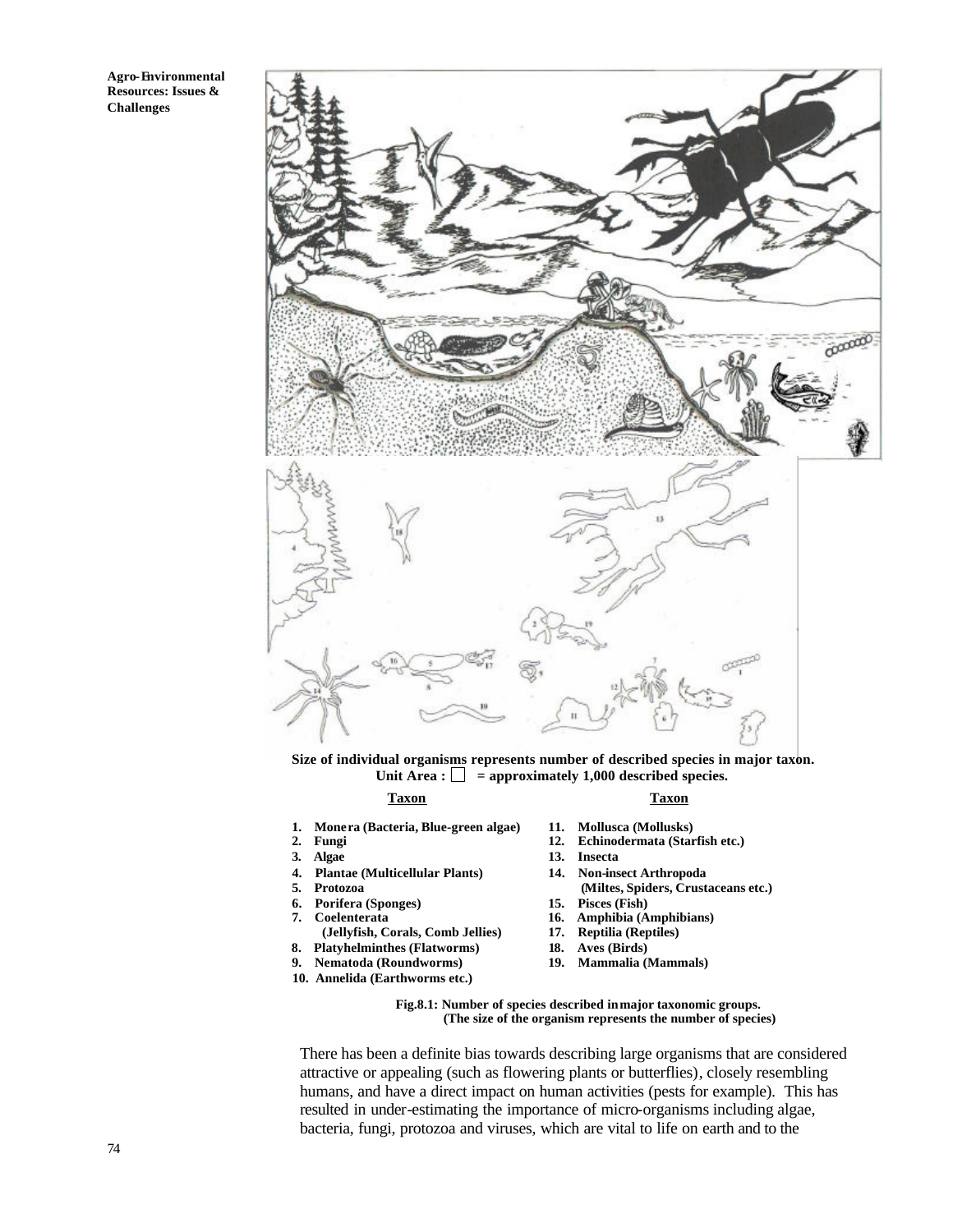Size of individual organisms represents number of described species in major taxon.
Unit Area : ☐ = approximately 1,000 described species.

| Taxon | Taxon |
|---|---|
| 1. Monera (Bacteria, Blue-green algae) | 11. Mollusca (Mollusks) |
| 2. Fungi | 12. Echinodermata (Starfish etc.) |
| 3. Algae | 13. Insecta |
| 4. Plantae (Multicellular Plants) | 14. Non-insect Arthropoda (Miltes, Spiders, Crustaceans etc.) |
| 5. Protozoa | 15. Pisces (Fish) |
| 6. Porifera (Sponges) | 16. Amphibia (Amphibians) |
| 7. Coelenterata (Jellyfish, Corals, Comb Jellies) | 17. Reptilia (Reptiles) |
| 8. Platyhelminthes (Flatworms) | 18. Aves (Birds) |
| 9. Nematoda (Roundworms) | 19. Mammalia (Mammals) |
| 10. Annelida (Earthworms etc.) | |

**Fig.8.1: Number of species described in major taxonomic groups. (The size of the organism represents the number of species)**

There has been a definite bias towards describing large organisms that are considered attractive or appealing (such as flowering plants or butterflies), closely resembling humans, and have a direct impact on human activities (pests for example). This has resulted in under-estimating the importance of micro-organisms including algae, bacteria, fungi, protozoa and viruses, which are vital to life on earth and to the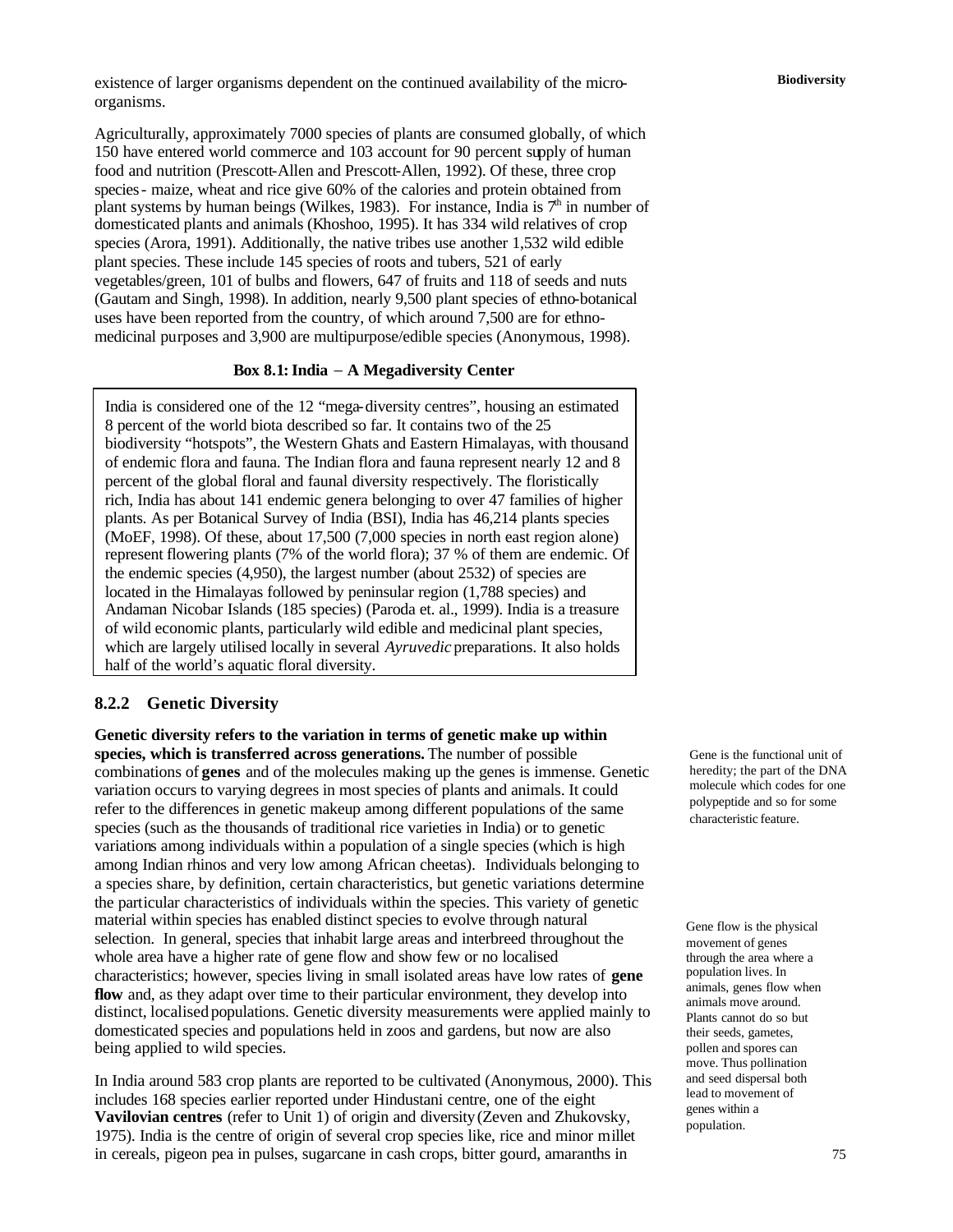existence of larger organisms dependent on the continued availability of the micro-organisms.

Agriculturally, approximately 7000 species of plants are consumed globally, of which 150 have entered world commerce and 103 account for 90 percent supply of human food and nutrition (Prescott-Allen and Prescott-Allen, 1992). Of these, three crop species - maize, wheat and rice give 60% of the calories and protein obtained from plant systems by human beings (Wilkes, 1983). For instance, India is $7^{th}$ in number of domesticated plants and animals (Khoshoo, 1995). It has 334 wild relatives of crop species (Arora, 1991). Additionally, the native tribes use another 1,532 wild edible plant species. These include 145 species of roots and tubers, 521 of early vegetables/green, 101 of bulbs and flowers, 647 of fruits and 118 of seeds and nuts (Gautam and Singh, 1998). In addition, nearly 9,500 plant species of ethno-botanical uses have been reported from the country, of which around 7,500 are for ethno-medicinal purposes and 3,900 are multipurpose/edible species (Anonymous, 1998).

**Box 8.1: India – A Megadiversity Center**

India is considered one of the 12 "mega-diversity centres", housing an estimated 8 percent of the world biota described so far. It contains two of the 25 biodiversity "hotspots", the Western Ghats and Eastern Himalayas, with thousand of endemic flora and fauna. The Indian flora and fauna represent nearly 12 and 8 percent of the global floral and faunal diversity respectively. The floristically rich, India has about 141 endemic genera belonging to over 47 families of higher plants. As per Botanical Survey of India (BSI), India has 46,214 plants species (MoEF, 1998). Of these, about 17,500 (7,000 species in north east region alone) represent flowering plants (7% of the world flora); 37 % of them are endemic. Of the endemic species (4,950), the largest number (about 2532) of species are located in the Himalayas followed by peninsular region (1,788 species) and Andaman Nicobar Islands (185 species) (Paroda et. al., 1999). India is a treasure of wild economic plants, particularly wild edible and medicinal plant species, which are largely utilised locally in several *Ayruvedic* preparations. It also holds half of the world's aquatic floral diversity.

### 8.2.2 Genetic Diversity

**Genetic diversity refers to the variation in terms of genetic make up within species, which is transferred across generations.** The number of possible combinations of **genes** and of the molecules making up the genes is immense. Genetic variation occurs to varying degrees in most species of plants and animals. It could refer to the differences in genetic makeup among different populations of the same species (such as the thousands of traditional rice varieties in India) or to genetic variations among individuals within a population of a single species (which is high among Indian rhinos and very low among African cheetas). Individuals belonging to a species share, by definition, certain characteristics, but genetic variations determine the particular characteristics of individuals within the species. This variety of genetic material within species has enabled distinct species to evolve through natural selection. In general, species that inhabit large areas and interbreed throughout the whole area have a higher rate of gene flow and show few or no localised characteristics; however, species living in small isolated areas have low rates of **gene flow** and, as they adapt over time to their particular environment, they develop into distinct, localised populations. Genetic diversity measurements were applied mainly to domesticated species and populations held in zoos and gardens, but now are also being applied to wild species.

Gene is the functional unit of heredity; the part of the DNA molecule which codes for one polypeptide and so for some characteristic feature.

Gene flow is the physical movement of genes through the area where a population lives. In animals, genes flow when animals move around. Plants cannot do so but their seeds, gametes, pollen and spores can move. Thus pollination and seed dispersal both lead to movement of genes within a population.

In India around 583 crop plants are reported to be cultivated (Anonymous, 2000). This includes 168 species earlier reported under Hindustani centre, one of the eight **Vavilovian centres** (refer to Unit 1) of origin and diversity (Zeven and Zhukovsky, 1975). India is the centre of origin of several crop species like, rice and minor millet in cereals, pigeon pea in pulses, sugarcane in cash crops, bitter gourd, amaranths in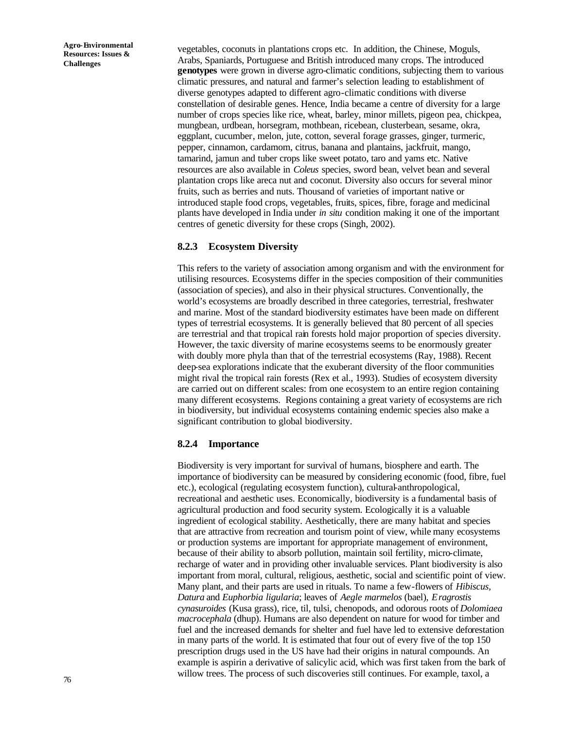vegetables, coconuts in plantations crops etc. In addition, the Chinese, Moguls, Arabs, Spaniards, Portuguese and British introduced many crops. The introduced **genotypes** were grown in diverse agro-climatic conditions, subjecting them to various climatic pressures, and natural and farmer's selection leading to establishment of diverse genotypes adapted to different agro-climatic conditions with diverse constellation of desirable genes. Hence, India became a centre of diversity for a large number of crops species like rice, wheat, barley, minor millets, pigeon pea, chickpea, mungbean, urdbean, horsegram, mothbean, ricebean, clusterbean, sesame, okra, eggplant, cucumber, melon, jute, cotton, several forage grasses, ginger, turmeric, pepper, cinnamon, cardamom, citrus, banana and plantains, jackfruit, mango, tamarind, jamun and tuber crops like sweet potato, taro and yams etc. Native resources are also available in *Coleus* species, sword bean, velvet bean and several plantation crops like areca nut and coconut. Diversity also occurs for several minor fruits, such as berries and nuts. Thousand of varieties of important native or introduced staple food crops, vegetables, fruits, spices, fibre, forage and medicinal plants have developed in India under *in situ* condition making it one of the important centres of genetic diversity for these crops (Singh, 2002).

### 8.2.3 Ecosystem Diversity

This refers to the variety of association among organism and with the environment for utilising resources. Ecosystems differ in the species composition of their communities (association of species), and also in their physical structures. Conventionally, the world's ecosystems are broadly described in three categories, terrestrial, freshwater and marine. Most of the standard biodiversity estimates have been made on different types of terrestrial ecosystems. It is generally believed that 80 percent of all species are terrestrial and that tropical rain forests hold major proportion of species diversity. However, the taxic diversity of marine ecosystems seems to be enormously greater with doubly more phyla than that of the terrestrial ecosystems (Ray, 1988). Recent deep-sea explorations indicate that the exuberant diversity of the floor communities might rival the tropical rain forests (Rex et al., 1993). Studies of ecosystem diversity are carried out on different scales: from one ecosystem to an entire region containing many different ecosystems. Regions containing a great variety of ecosystems are rich in biodiversity, but individual ecosystems containing endemic species also make a significant contribution to global biodiversity.

### 8.2.4 Importance

Biodiversity is very important for survival of humans, biosphere and earth. The importance of biodiversity can be measured by considering economic (food, fibre, fuel etc.), ecological (regulating ecosystem function), cultural-anthropological, recreational and aesthetic uses. Economically, biodiversity is a fundamental basis of agricultural production and food security system. Ecologically it is a valuable ingredient of ecological stability. Aesthetically, there are many habitat and species that are attractive from recreation and tourism point of view, while many ecosystems or production systems are important for appropriate management of environment, because of their ability to absorb pollution, maintain soil fertility, micro-climate, recharge of water and in providing other invaluable services. Plant biodiversity is also important from moral, cultural, religious, aesthetic, social and scientific point of view. Many plant, and their parts are used in rituals. To name a few-flowers of *Hibiscus, Datura* and *Euphorbia ligularia*; leaves of *Aegle marmelos* (bael), *Eragrostis cynasuroides* (Kusa grass), rice, til, tulsi, chenopods, and odorous roots of *Dolomiaea macrocephala* (dhup). Humans are also dependent on nature for wood for timber and fuel and the increased demands for shelter and fuel have led to extensive deforestation in many parts of the world. It is estimated that four out of every five of the top 150 prescription drugs used in the US have had their origins in natural compounds. An example is aspirin a derivative of salicylic acid, which was first taken from the bark of willow trees. The process of such discoveries still continues. For example, taxol, a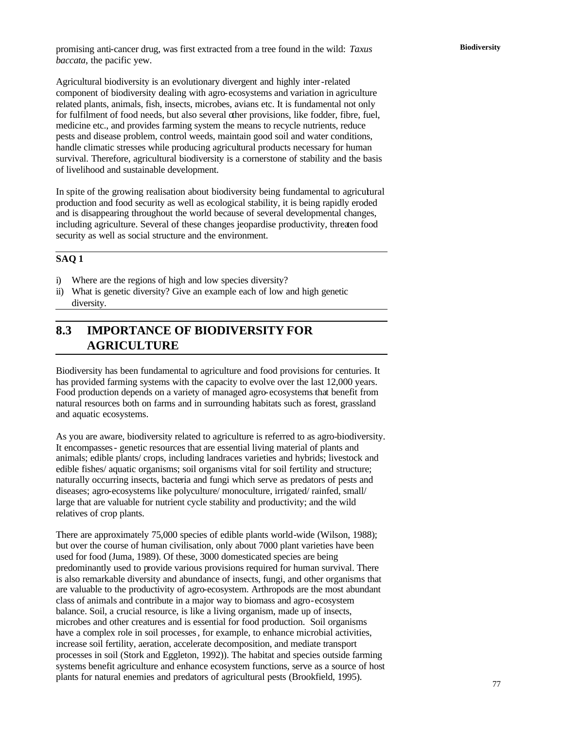promising anti-cancer drug, was first extracted from a tree found in the wild: *Taxus baccata*, the pacific yew.

Agricultural biodiversity is an evolutionary divergent and highly inter-related component of biodiversity dealing with agro-ecosystems and variation in agriculture related plants, animals, fish, insects, microbes, avians etc. It is fundamental not only for fulfilment of food needs, but also several other provisions, like fodder, fibre, fuel, medicine etc., and provides farming system the means to recycle nutrients, reduce pests and disease problem, control weeds, maintain good soil and water conditions, handle climatic stresses while producing agricultural products necessary for human survival. Therefore, agricultural biodiversity is a cornerstone of stability and the basis of livelihood and sustainable development.

In spite of the growing realisation about biodiversity being fundamental to agricultural production and food security as well as ecological stability, it is being rapidly eroded and is disappearing throughout the world because of several developmental changes, including agriculture. Several of these changes jeopardise productivity, threaten food security as well as social structure and the environment.

**SAQ 1**

i) Where are the regions of high and low species diversity?
ii) What is genetic diversity? Give an example each of low and high genetic diversity.

## 8.3 IMPORTANCE OF BIODIVERSITY FOR AGRICULTURE

Biodiversity has been fundamental to agriculture and food provisions for centuries. It has provided farming systems with the capacity to evolve over the last 12,000 years. Food production depends on a variety of managed agro-ecosystems that benefit from natural resources both on farms and in surrounding habitats such as forest, grassland and aquatic ecosystems.

As you are aware, biodiversity related to agriculture is referred to as agro-biodiversity. It encompasses - genetic resources that are essential living material of plants and animals; edible plants/ crops, including landraces varieties and hybrids; livestock and edible fishes/ aquatic organisms; soil organisms vital for soil fertility and structure; naturally occurring insects, bacteria and fungi which serve as predators of pests and diseases; agro-ecosystems like polyculture/ monoculture, irrigated/ rainfed, small/ large that are valuable for nutrient cycle stability and productivity; and the wild relatives of crop plants.

There are approximately 75,000 species of edible plants world-wide (Wilson, 1988); but over the course of human civilisation, only about 7000 plant varieties have been used for food (Juma, 1989). Of these, 3000 domesticated species are being predominantly used to provide various provisions required for human survival. There is also remarkable diversity and abundance of insects, fungi, and other organisms that are valuable to the productivity of agro-ecosystem. Arthropods are the most abundant class of animals and contribute in a major way to biomass and agro-ecosystem balance. Soil, a crucial resource, is like a living organism, made up of insects, microbes and other creatures and is essential for food production. Soil organisms have a complex role in soil processes, for example, to enhance microbial activities, increase soil fertility, aeration, accelerate decomposition, and mediate transport processes in soil (Stork and Eggleton, 1992)). The habitat and species outside farming systems benefit agriculture and enhance ecosystem functions, serve as a source of host plants for natural enemies and predators of agricultural pests (Brookfield, 1995).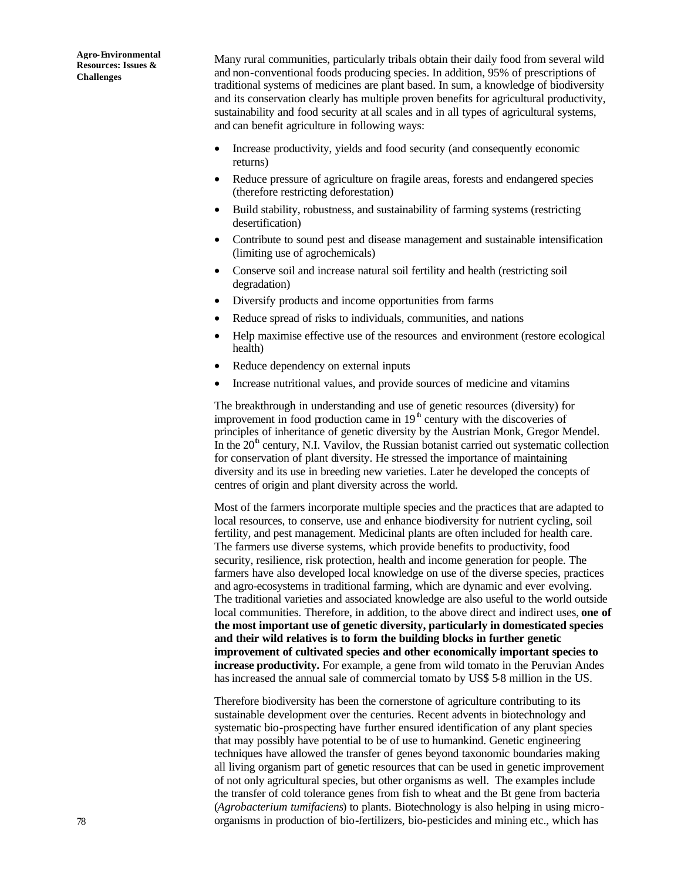Many rural communities, particularly tribals obtain their daily food from several wild and non-conventional foods producing species. In addition, 95% of prescriptions of traditional systems of medicines are plant based. In sum, a knowledge of biodiversity and its conservation clearly has multiple proven benefits for agricultural productivity, sustainability and food security at all scales and in all types of agricultural systems, and can benefit agriculture in following ways:

- Increase productivity, yields and food security (and consequently economic returns)
- Reduce pressure of agriculture on fragile areas, forests and endangered species (therefore restricting deforestation)
- Build stability, robustness, and sustainability of farming systems (restricting desertification)
- Contribute to sound pest and disease management and sustainable intensification (limiting use of agrochemicals)
- Conserve soil and increase natural soil fertility and health (restricting soil degradation)
- Diversify products and income opportunities from farms
- Reduce spread of risks to individuals, communities, and nations
- Help maximise effective use of the resources and environment (restore ecological health)
- Reduce dependency on external inputs
- Increase nutritional values, and provide sources of medicine and vitamins

The breakthrough in understanding and use of genetic resources (diversity) for improvement in food production came in 19th century with the discoveries of principles of inheritance of genetic diversity by the Austrian Monk, Gregor Mendel. In the 20th century, N.I. Vavilov, the Russian botanist carried out systematic collection for conservation of plant diversity. He stressed the importance of maintaining diversity and its use in breeding new varieties. Later he developed the concepts of centres of origin and plant diversity across the world.

Most of the farmers incorporate multiple species and the practices that are adapted to local resources, to conserve, use and enhance biodiversity for nutrient cycling, soil fertility, and pest management. Medicinal plants are often included for health care. The farmers use diverse systems, which provide benefits to productivity, food security, resilience, risk protection, health and income generation for people. The farmers have also developed local knowledge on use of the diverse species, practices and agro-ecosystems in traditional farming, which are dynamic and ever evolving. The traditional varieties and associated knowledge are also useful to the world outside local communities. Therefore, in addition, to the above direct and indirect uses, **one of the most important use of genetic diversity, particularly in domesticated species and their wild relatives is to form the building blocks in further genetic improvement of cultivated species and other economically important species to increase productivity.** For example, a gene from wild tomato in the Peruvian Andes has increased the annual sale of commercial tomato by US$ 5-8 million in the US.

Therefore biodiversity has been the cornerstone of agriculture contributing to its sustainable development over the centuries. Recent advents in biotechnology and systematic bio-prospecting have further ensured identification of any plant species that may possibly have potential to be of use to humankind. Genetic engineering techniques have allowed the transfer of genes beyond taxonomic boundaries making all living organism part of genetic resources that can be used in genetic improvement of not only agricultural species, but other organisms as well. The examples include the transfer of cold tolerance genes from fish to wheat and the Bt gene from bacteria (*Agrobacterium tumifaciens*) to plants. Biotechnology is also helping in using micro-organisms in production of bio-fertilizers, bio-pesticides and mining etc., which has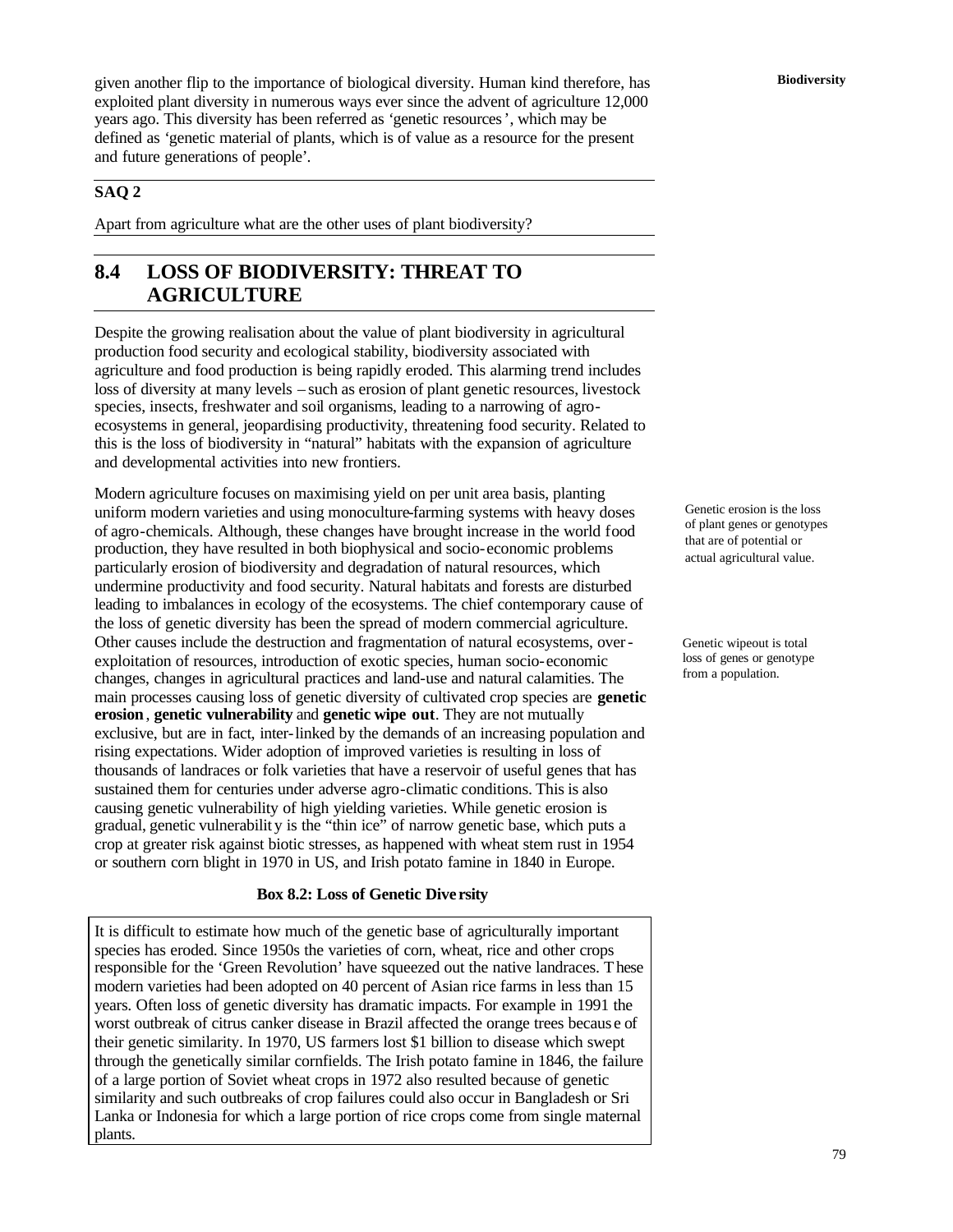given another flip to the importance of biological diversity. Human kind therefore, has exploited plant diversity in numerous ways ever since the advent of agriculture 12,000 years ago. This diversity has been referred as 'genetic resources', which may be defined as 'genetic material of plants, which is of value as a resource for the present and future generations of people'.

**SAQ 2**

Apart from agriculture what are the other uses of plant biodiversity?

## 8.4 LOSS OF BIODIVERSITY: THREAT TO AGRICULTURE

Despite the growing realisation about the value of plant biodiversity in agricultural production food security and ecological stability, biodiversity associated with agriculture and food production is being rapidly eroded. This alarming trend includes loss of diversity at many levels – such as erosion of plant genetic resources, livestock species, insects, freshwater and soil organisms, leading to a narrowing of agro-ecosystems in general, jeopardising productivity, threatening food security. Related to this is the loss of biodiversity in "natural" habitats with the expansion of agriculture and developmental activities into new frontiers.

Modern agriculture focuses on maximising yield on per unit area basis, planting uniform modern varieties and using monoculture-farming systems with heavy doses of agro-chemicals. Although, these changes have brought increase in the world food production, they have resulted in both biophysical and socio-economic problems particularly erosion of biodiversity and degradation of natural resources, which undermine productivity and food security. Natural habitats and forests are disturbed leading to imbalances in ecology of the ecosystems. The chief contemporary cause of the loss of genetic diversity has been the spread of modern commercial agriculture. Other causes include the destruction and fragmentation of natural ecosystems, over-exploitation of resources, introduction of exotic species, human socio-economic changes, changes in agricultural practices and land-use and natural calamities. The main processes causing loss of genetic diversity of cultivated crop species are **genetic erosion**, **genetic vulnerability** and **genetic wipe out**. They are not mutually exclusive, but are in fact, inter-linked by the demands of an increasing population and rising expectations. Wider adoption of improved varieties is resulting in loss of thousands of landraces or folk varieties that have a reservoir of useful genes that has sustained them for centuries under adverse agro-climatic conditions. This is also causing genetic vulnerability of high yielding varieties. While genetic erosion is gradual, genetic vulnerability is the "thin ice" of narrow genetic base, which puts a crop at greater risk against biotic stresses, as happened with wheat stem rust in 1954 or southern corn blight in 1970 in US, and Irish potato famine in 1840 in Europe.

Genetic erosion is the loss of plant genes or genotypes that are of potential or actual agricultural value.

Genetic wipeout is total loss of genes or genotype from a population.

**Box 8.2: Loss of Genetic Diversity**

It is difficult to estimate how much of the genetic base of agriculturally important species has eroded. Since 1950s the varieties of corn, wheat, rice and other crops responsible for the 'Green Revolution' have squeezed out the native landraces. These modern varieties had been adopted on 40 percent of Asian rice farms in less than 15 years. Often loss of genetic diversity has dramatic impacts. For example in 1991 the worst outbreak of citrus canker disease in Brazil affected the orange trees because of their genetic similarity. In 1970, US farmers lost \$1 billion to disease which swept through the genetically similar cornfields. The Irish potato famine in 1846, the failure of a large portion of Soviet wheat crops in 1972 also resulted because of genetic similarity and such outbreaks of crop failures could also occur in Bangladesh or Sri Lanka or Indonesia for which a large portion of rice crops come from single maternal plants.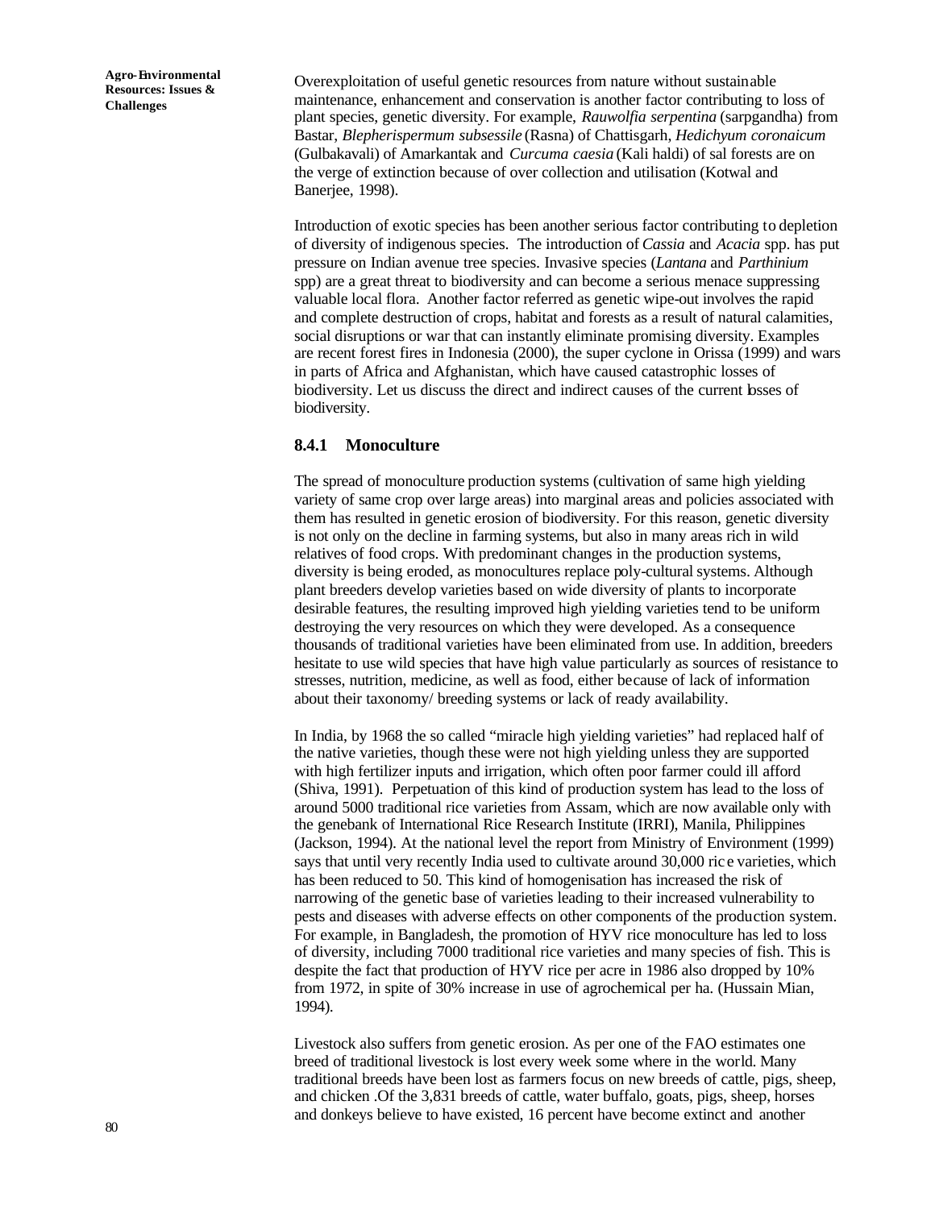Overexploitation of useful genetic resources from nature without sustainable maintenance, enhancement and conservation is another factor contributing to loss of plant species, genetic diversity. For example, *Rauwolfia serpentina* (sarpgandha) from Bastar, *Blepherispermum subsessile* (Rasna) of Chattisgarh, *Hedichyum coronaicum* (Gulbakavali) of Amarkantak and *Curcuma caesia* (Kali haldi) of sal forests are on the verge of extinction because of over collection and utilisation (Kotwal and Banerjee, 1998).

Introduction of exotic species has been another serious factor contributing to depletion of diversity of indigenous species. The introduction of *Cassia* and *Acacia* spp. has put pressure on Indian avenue tree species. Invasive species (*Lantana* and *Parthinium* spp) are a great threat to biodiversity and can become a serious menace suppressing valuable local flora. Another factor referred as genetic wipe-out involves the rapid and complete destruction of crops, habitat and forests as a result of natural calamities, social disruptions or war that can instantly eliminate promising diversity. Examples are recent forest fires in Indonesia (2000), the super cyclone in Orissa (1999) and wars in parts of Africa and Afghanistan, which have caused catastrophic losses of biodiversity. Let us discuss the direct and indirect causes of the current losses of biodiversity.

### 8.4.1 Monoculture

The spread of monoculture production systems (cultivation of same high yielding variety of same crop over large areas) into marginal areas and policies associated with them has resulted in genetic erosion of biodiversity. For this reason, genetic diversity is not only on the decline in farming systems, but also in many areas rich in wild relatives of food crops. With predominant changes in the production systems, diversity is being eroded, as monocultures replace poly-cultural systems. Although plant breeders develop varieties based on wide diversity of plants to incorporate desirable features, the resulting improved high yielding varieties tend to be uniform destroying the very resources on which they were developed. As a consequence thousands of traditional varieties have been eliminated from use. In addition, breeders hesitate to use wild species that have high value particularly as sources of resistance to stresses, nutrition, medicine, as well as food, either because of lack of information about their taxonomy/ breeding systems or lack of ready availability.

In India, by 1968 the so called "miracle high yielding varieties" had replaced half of the native varieties, though these were not high yielding unless they are supported with high fertilizer inputs and irrigation, which often poor farmer could ill afford (Shiva, 1991). Perpetuation of this kind of production system has lead to the loss of around 5000 traditional rice varieties from Assam, which are now available only with the genebank of International Rice Research Institute (IRRI), Manila, Philippines (Jackson, 1994). At the national level the report from Ministry of Environment (1999) says that until very recently India used to cultivate around 30,000 rice varieties, which has been reduced to 50. This kind of homogenisation has increased the risk of narrowing of the genetic base of varieties leading to their increased vulnerability to pests and diseases with adverse effects on other components of the production system. For example, in Bangladesh, the promotion of HYV rice monoculture has led to loss of diversity, including 7000 traditional rice varieties and many species of fish. This is despite the fact that production of HYV rice per acre in 1986 also dropped by 10% from 1972, in spite of 30% increase in use of agrochemical per ha. (Hussain Mian, 1994).

Livestock also suffers from genetic erosion. As per one of the FAO estimates one breed of traditional livestock is lost every week some where in the world. Many traditional breeds have been lost as farmers focus on new breeds of cattle, pigs, sheep, and chicken .Of the 3,831 breeds of cattle, water buffalo, goats, pigs, sheep, horses and donkeys believe to have existed, 16 percent have become extinct and another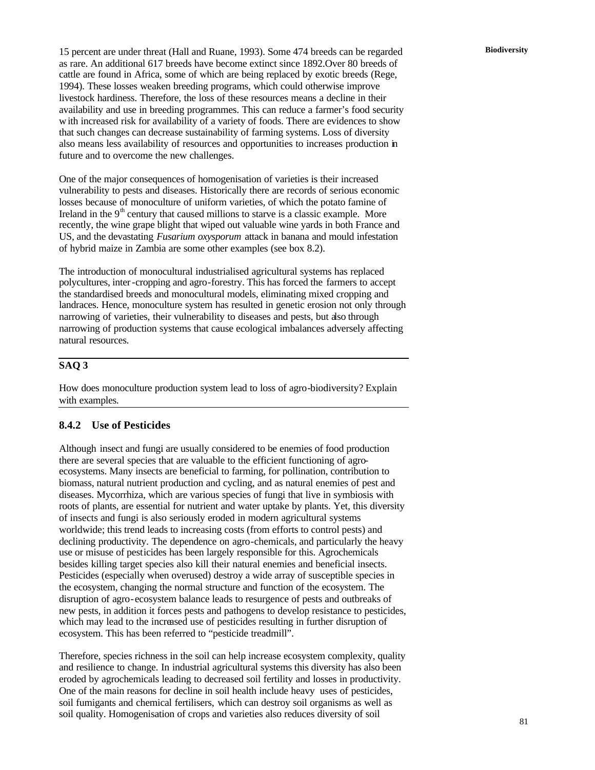15 percent are under threat (Hall and Ruane, 1993). Some 474 breeds can be regarded as rare. An additional 617 breeds have become extinct since 1892.Over 80 breeds of cattle are found in Africa, some of which are being replaced by exotic breeds (Rege, 1994). These losses weaken breeding programs, which could otherwise improve livestock hardiness. Therefore, the loss of these resources means a decline in their availability and use in breeding programmes. This can reduce a farmer's food security with increased risk for availability of a variety of foods. There are evidences to show that such changes can decrease sustainability of farming systems. Loss of diversity also means less availability of resources and opportunities to increases production in future and to overcome the new challenges.

One of the major consequences of homogenisation of varieties is their increased vulnerability to pests and diseases. Historically there are records of serious economic losses because of monoculture of uniform varieties, of which the potato famine of Ireland in the 9th century that caused millions to starve is a classic example. More recently, the wine grape blight that wiped out valuable wine yards in both France and US, and the devastating *Fusarium oxysporum* attack in banana and mould infestation of hybrid maize in Zambia are some other examples (see box 8.2).

The introduction of monocultural industrialised agricultural systems has replaced polycultures, inter-cropping and agro-forestry. This has forced the farmers to accept the standardised breeds and monocultural models, eliminating mixed cropping and landraces. Hence, monoculture system has resulted in genetic erosion not only through narrowing of varieties, their vulnerability to diseases and pests, but also through narrowing of production systems that cause ecological imbalances adversely affecting natural resources.

**SAQ 3**

How does monoculture production system lead to loss of agro-biodiversity? Explain with examples.

### 8.4.2 Use of Pesticides

Although insect and fungi are usually considered to be enemies of food production there are several species that are valuable to the efficient functioning of agro-ecosystems. Many insects are beneficial to farming, for pollination, contribution to biomass, natural nutrient production and cycling, and as natural enemies of pest and diseases. Mycorrhiza, which are various species of fungi that live in symbiosis with roots of plants, are essential for nutrient and water uptake by plants. Yet, this diversity of insects and fungi is also seriously eroded in modern agricultural systems worldwide; this trend leads to increasing costs (from efforts to control pests) and declining productivity. The dependence on agro-chemicals, and particularly the heavy use or misuse of pesticides has been largely responsible for this. Agrochemicals besides killing target species also kill their natural enemies and beneficial insects. Pesticides (especially when overused) destroy a wide array of susceptible species in the ecosystem, changing the normal structure and function of the ecosystem. The disruption of agro-ecosystem balance leads to resurgence of pests and outbreaks of new pests, in addition it forces pests and pathogens to develop resistance to pesticides, which may lead to the increased use of pesticides resulting in further disruption of ecosystem. This has been referred to "pesticide treadmill".

Therefore, species richness in the soil can help increase ecosystem complexity, quality and resilience to change. In industrial agricultural systems this diversity has also been eroded by agrochemicals leading to decreased soil fertility and losses in productivity. One of the main reasons for decline in soil health include heavy uses of pesticides, soil fumigants and chemical fertilisers, which can destroy soil organisms as well as soil quality. Homogenisation of crops and varieties also reduces diversity of soil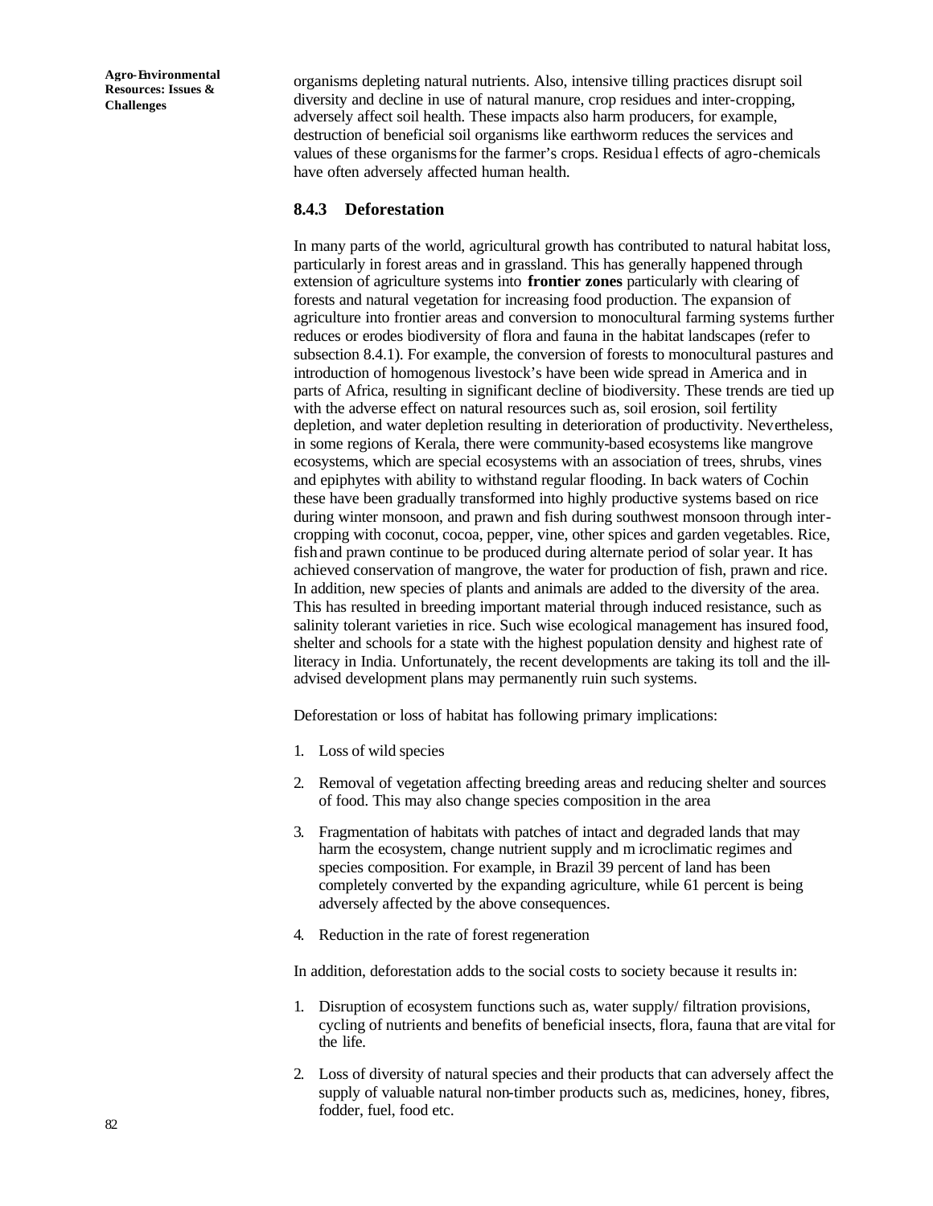organisms depleting natural nutrients. Also, intensive tilling practices disrupt soil diversity and decline in use of natural manure, crop residues and inter-cropping, adversely affect soil health. These impacts also harm producers, for example, destruction of beneficial soil organisms like earthworm reduces the services and values of these organisms for the farmer's crops. Residual effects of agro-chemicals have often adversely affected human health.

### 8.4.3 Deforestation

In many parts of the world, agricultural growth has contributed to natural habitat loss, particularly in forest areas and in grassland. This has generally happened through extension of agriculture systems into **frontier zones** particularly with clearing of forests and natural vegetation for increasing food production. The expansion of agriculture into frontier areas and conversion to monocultural farming systems further reduces or erodes biodiversity of flora and fauna in the habitat landscapes (refer to subsection 8.4.1). For example, the conversion of forests to monocultural pastures and introduction of homogenous livestock's have been wide spread in America and in parts of Africa, resulting in significant decline of biodiversity. These trends are tied up with the adverse effect on natural resources such as, soil erosion, soil fertility depletion, and water depletion resulting in deterioration of productivity. Nevertheless, in some regions of Kerala, there were community-based ecosystems like mangrove ecosystems, which are special ecosystems with an association of trees, shrubs, vines and epiphytes with ability to withstand regular flooding. In back waters of Cochin these have been gradually transformed into highly productive systems based on rice during winter monsoon, and prawn and fish during southwest monsoon through inter-cropping with coconut, cocoa, pepper, vine, other spices and garden vegetables. Rice, fish and prawn continue to be produced during alternate period of solar year. It has achieved conservation of mangrove, the water for production of fish, prawn and rice. In addition, new species of plants and animals are added to the diversity of the area. This has resulted in breeding important material through induced resistance, such as salinity tolerant varieties in rice. Such wise ecological management has insured food, shelter and schools for a state with the highest population density and highest rate of literacy in India. Unfortunately, the recent developments are taking its toll and the ill-advised development plans may permanently ruin such systems.

Deforestation or loss of habitat has following primary implications:

1. Loss of wild species
2. Removal of vegetation affecting breeding areas and reducing shelter and sources of food. This may also change species composition in the area
3. Fragmentation of habitats with patches of intact and degraded lands that may harm the ecosystem, change nutrient supply and microclimatic regimes and species composition. For example, in Brazil 39 percent of land has been completely converted by the expanding agriculture, while 61 percent is being adversely affected by the above consequences.
4. Reduction in the rate of forest regeneration

In addition, deforestation adds to the social costs to society because it results in:

1. Disruption of ecosystem functions such as, water supply/ filtration provisions, cycling of nutrients and benefits of beneficial insects, flora, fauna that are vital for the life.
2. Loss of diversity of natural species and their products that can adversely affect the supply of valuable natural non-timber products such as, medicines, honey, fibres, fodder, fuel, food etc.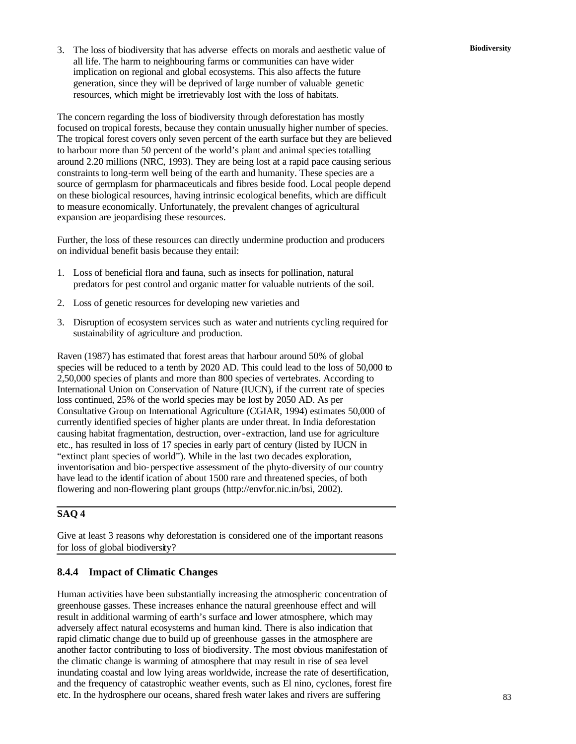3. The loss of biodiversity that has adverse effects on morals and aesthetic value of all life. The harm to neighbouring farms or communities can have wider implication on regional and global ecosystems. This also affects the future generation, since they will be deprived of large number of valuable genetic resources, which might be irretrievably lost with the loss of habitats.

The concern regarding the loss of biodiversity through deforestation has mostly focused on tropical forests, because they contain unusually higher number of species. The tropical forest covers only seven percent of the earth surface but they are believed to harbour more than 50 percent of the world's plant and animal species totalling around 2.20 millions (NRC, 1993). They are being lost at a rapid pace causing serious constraints to long-term well being of the earth and humanity. These species are a source of germplasm for pharmaceuticals and fibres beside food. Local people depend on these biological resources, having intrinsic ecological benefits, which are difficult to measure economically. Unfortunately, the prevalent changes of agricultural expansion are jeopardising these resources.

Further, the loss of these resources can directly undermine production and producers on individual benefit basis because they entail:

1. Loss of beneficial flora and fauna, such as insects for pollination, natural predators for pest control and organic matter for valuable nutrients of the soil.
2. Loss of genetic resources for developing new varieties and
3. Disruption of ecosystem services such as water and nutrients cycling required for sustainability of agriculture and production.

Raven (1987) has estimated that forest areas that harbour around 50% of global species will be reduced to a tenth by 2020 AD. This could lead to the loss of 50,000 to 2,50,000 species of plants and more than 800 species of vertebrates. According to International Union on Conservation of Nature (IUCN), if the current rate of species loss continued, 25% of the world species may be lost by 2050 AD. As per Consultative Group on International Agriculture (CGIAR, 1994) estimates 50,000 of currently identified species of higher plants are under threat. In India deforestation causing habitat fragmentation, destruction, over-extraction, land use for agriculture etc., has resulted in loss of 17 species in early part of century (listed by IUCN in "extinct plant species of world"). While in the last two decades exploration, inventorisation and bio-perspective assessment of the phyto-diversity of our country have lead to the identification of about 1500 rare and threatened species, of both flowering and non-flowering plant groups (http://envfor.nic.in/bsi, 2002).

**SAQ 4**

Give at least 3 reasons why deforestation is considered one of the important reasons for loss of global biodiversity?

### 8.4.4 Impact of Climatic Changes

Human activities have been substantially increasing the atmospheric concentration of greenhouse gasses. These increases enhance the natural greenhouse effect and will result in additional warming of earth's surface and lower atmosphere, which may adversely affect natural ecosystems and human kind. There is also indication that rapid climatic change due to build up of greenhouse gasses in the atmosphere are another factor contributing to loss of biodiversity. The most obvious manifestation of the climatic change is warming of atmosphere that may result in rise of sea level inundating coastal and low lying areas worldwide, increase the rate of desertification, and the frequency of catastrophic weather events, such as El nino, cyclones, forest fire etc. In the hydrosphere our oceans, shared fresh water lakes and rivers are suffering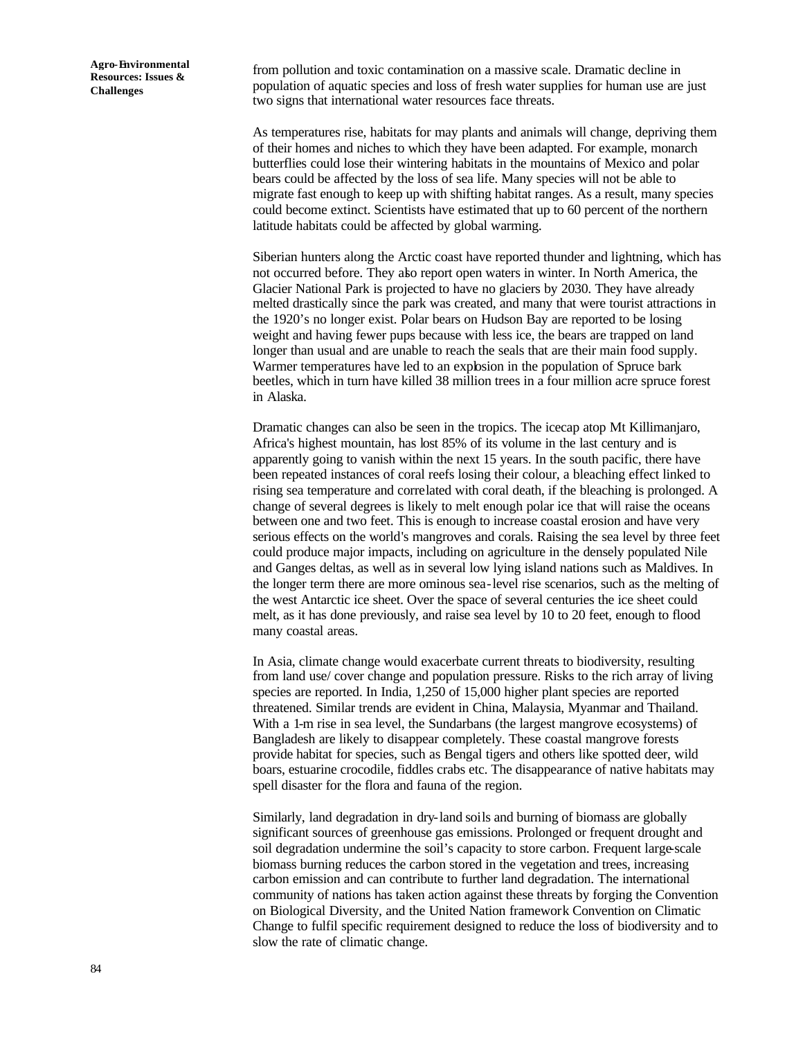from pollution and toxic contamination on a massive scale. Dramatic decline in population of aquatic species and loss of fresh water supplies for human use are just two signs that international water resources face threats.

As temperatures rise, habitats for may plants and animals will change, depriving them of their homes and niches to which they have been adapted. For example, monarch butterflies could lose their wintering habitats in the mountains of Mexico and polar bears could be affected by the loss of sea life. Many species will not be able to migrate fast enough to keep up with shifting habitat ranges. As a result, many species could become extinct. Scientists have estimated that up to 60 percent of the northern latitude habitats could be affected by global warming.

Siberian hunters along the Arctic coast have reported thunder and lightning, which has not occurred before. They also report open waters in winter. In North America, the Glacier National Park is projected to have no glaciers by 2030. They have already melted drastically since the park was created, and many that were tourist attractions in the 1920's no longer exist. Polar bears on Hudson Bay are reported to be losing weight and having fewer pups because with less ice, the bears are trapped on land longer than usual and are unable to reach the seals that are their main food supply. Warmer temperatures have led to an explosion in the population of Spruce bark beetles, which in turn have killed 38 million trees in a four million acre spruce forest in Alaska.

Dramatic changes can also be seen in the tropics. The icecap atop Mt Killimanjaro, Africa's highest mountain, has lost 85% of its volume in the last century and is apparently going to vanish within the next 15 years. In the south pacific, there have been repeated instances of coral reefs losing their colour, a bleaching effect linked to rising sea temperature and correlated with coral death, if the bleaching is prolonged. A change of several degrees is likely to melt enough polar ice that will raise the oceans between one and two feet. This is enough to increase coastal erosion and have very serious effects on the world's mangroves and corals. Raising the sea level by three feet could produce major impacts, including on agriculture in the densely populated Nile and Ganges deltas, as well as in several low lying island nations such as Maldives. In the longer term there are more ominous sea-level rise scenarios, such as the melting of the west Antarctic ice sheet. Over the space of several centuries the ice sheet could melt, as it has done previously, and raise sea level by 10 to 20 feet, enough to flood many coastal areas.

In Asia, climate change would exacerbate current threats to biodiversity, resulting from land use/ cover change and population pressure. Risks to the rich array of living species are reported. In India, 1,250 of 15,000 higher plant species are reported threatened. Similar trends are evident in China, Malaysia, Myanmar and Thailand. With a 1-m rise in sea level, the Sundarbans (the largest mangrove ecosystems) of Bangladesh are likely to disappear completely. These coastal mangrove forests provide habitat for species, such as Bengal tigers and others like spotted deer, wild boars, estuarine crocodile, fiddles crabs etc. The disappearance of native habitats may spell disaster for the flora and fauna of the region.

Similarly, land degradation in dry-land soils and burning of biomass are globally significant sources of greenhouse gas emissions. Prolonged or frequent drought and soil degradation undermine the soil's capacity to store carbon. Frequent large-scale biomass burning reduces the carbon stored in the vegetation and trees, increasing carbon emission and can contribute to further land degradation. The international community of nations has taken action against these threats by forging the Convention on Biological Diversity, and the United Nation framework Convention on Climatic Change to fulfil specific requirement designed to reduce the loss of biodiversity and to slow the rate of climatic change.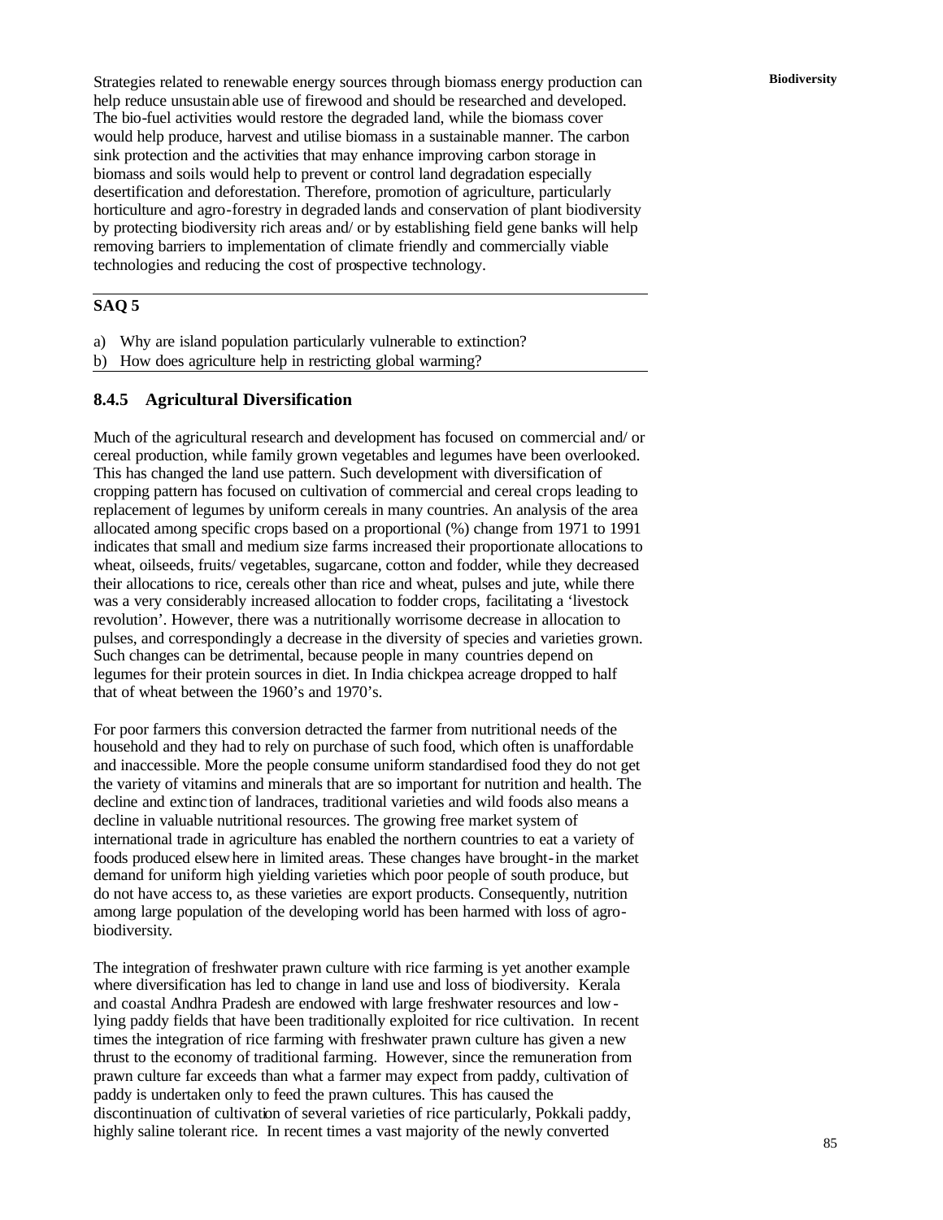Strategies related to renewable energy sources through biomass energy production can help reduce unsustainable use of firewood and should be researched and developed. The bio-fuel activities would restore the degraded land, while the biomass cover would help produce, harvest and utilise biomass in a sustainable manner. The carbon sink protection and the activities that may enhance improving carbon storage in biomass and soils would help to prevent or control land degradation especially desertification and deforestation. Therefore, promotion of agriculture, particularly horticulture and agro-forestry in degraded lands and conservation of plant biodiversity by protecting biodiversity rich areas and/ or by establishing field gene banks will help removing barriers to implementation of climate friendly and commercially viable technologies and reducing the cost of prospective technology.

**SAQ 5**

a) Why are island population particularly vulnerable to extinction?
b) How does agriculture help in restricting global warming?

### 8.4.5 Agricultural Diversification

Much of the agricultural research and development has focused on commercial and/ or cereal production, while family grown vegetables and legumes have been overlooked. This has changed the land use pattern. Such development with diversification of cropping pattern has focused on cultivation of commercial and cereal crops leading to replacement of legumes by uniform cereals in many countries. An analysis of the area allocated among specific crops based on a proportional (%) change from 1971 to 1991 indicates that small and medium size farms increased their proportionate allocations to wheat, oilseeds, fruits/ vegetables, sugarcane, cotton and fodder, while they decreased their allocations to rice, cereals other than rice and wheat, pulses and jute, while there was a very considerably increased allocation to fodder crops, facilitating a 'livestock revolution'. However, there was a nutritionally worrisome decrease in allocation to pulses, and correspondingly a decrease in the diversity of species and varieties grown. Such changes can be detrimental, because people in many countries depend on legumes for their protein sources in diet. In India chickpea acreage dropped to half that of wheat between the 1960's and 1970's.

For poor farmers this conversion detracted the farmer from nutritional needs of the household and they had to rely on purchase of such food, which often is unaffordable and inaccessible. More the people consume uniform standardised food they do not get the variety of vitamins and minerals that are so important for nutrition and health. The decline and extinction of landraces, traditional varieties and wild foods also means a decline in valuable nutritional resources. The growing free market system of international trade in agriculture has enabled the northern countries to eat a variety of foods produced elsewhere in limited areas. These changes have brought-in the market demand for uniform high yielding varieties which poor people of south produce, but do not have access to, as these varieties are export products. Consequently, nutrition among large population of the developing world has been harmed with loss of agro-biodiversity.

The integration of freshwater prawn culture with rice farming is yet another example where diversification has led to change in land use and loss of biodiversity. Kerala and coastal Andhra Pradesh are endowed with large freshwater resources and low-lying paddy fields that have been traditionally exploited for rice cultivation. In recent times the integration of rice farming with freshwater prawn culture has given a new thrust to the economy of traditional farming. However, since the remuneration from prawn culture far exceeds than what a farmer may expect from paddy, cultivation of paddy is undertaken only to feed the prawn cultures. This has caused the discontinuation of cultivation of several varieties of rice particularly, Pokkali paddy, highly saline tolerant rice. In recent times a vast majority of the newly converted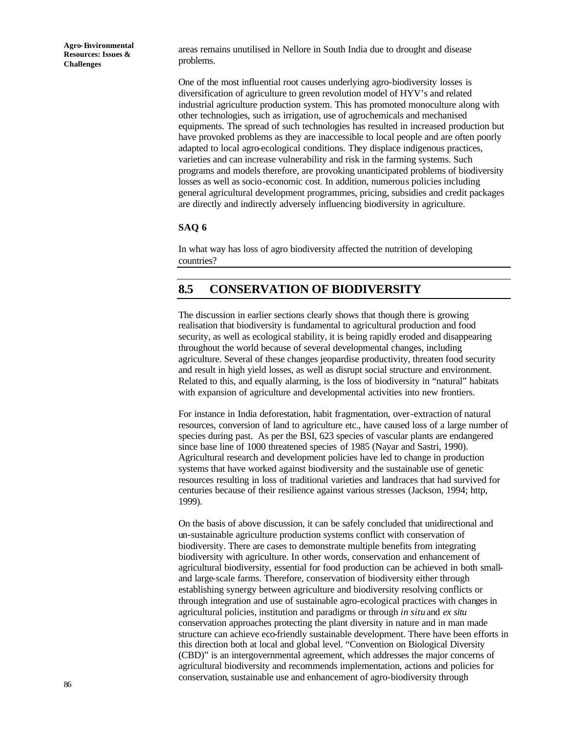areas remains unutilised in Nellore in South India due to drought and disease problems.

One of the most influential root causes underlying agro-biodiversity losses is diversification of agriculture to green revolution model of HYV's and related industrial agriculture production system. This has promoted monoculture along with other technologies, such as irrigation, use of agrochemicals and mechanised equipments. The spread of such technologies has resulted in increased production but have provoked problems as they are inaccessible to local people and are often poorly adapted to local agro-ecological conditions. They displace indigenous practices, varieties and can increase vulnerability and risk in the farming systems. Such programs and models therefore, are provoking unanticipated problems of biodiversity losses as well as socio-economic cost. In addition, numerous policies including general agricultural development programmes, pricing, subsidies and credit packages are directly and indirectly adversely influencing biodiversity in agriculture.

**SAQ 6**

In what way has loss of agro biodiversity affected the nutrition of developing countries?

## 8.5 CONSERVATION OF BIODIVERSITY

The discussion in earlier sections clearly shows that though there is growing realisation that biodiversity is fundamental to agricultural production and food security, as well as ecological stability, it is being rapidly eroded and disappearing throughout the world because of several developmental changes, including agriculture. Several of these changes jeopardise productivity, threaten food security and result in high yield losses, as well as disrupt social structure and environment. Related to this, and equally alarming, is the loss of biodiversity in "natural" habitats with expansion of agriculture and developmental activities into new frontiers.

For instance in India deforestation, habit fragmentation, over-extraction of natural resources, conversion of land to agriculture etc., have caused loss of a large number of species during past. As per the BSI, 623 species of vascular plants are endangered since base line of 1000 threatened species of 1985 (Nayar and Sastri, 1990). Agricultural research and development policies have led to change in production systems that have worked against biodiversity and the sustainable use of genetic resources resulting in loss of traditional varieties and landraces that had survived for centuries because of their resilience against various stresses (Jackson, 1994; http, 1999).

On the basis of above discussion, it can be safely concluded that unidirectional and un-sustainable agriculture production systems conflict with conservation of biodiversity. There are cases to demonstrate multiple benefits from integrating biodiversity with agriculture. In other words, conservation and enhancement of agricultural biodiversity, essential for food production can be achieved in both small- and large-scale farms. Therefore, conservation of biodiversity either through establishing synergy between agriculture and biodiversity resolving conflicts or through integration and use of sustainable agro-ecological practices with changes in agricultural policies, institution and paradigms or through *in situ* and *ex situ* conservation approaches protecting the plant diversity in nature and in man made structure can achieve eco-friendly sustainable development. There have been efforts in this direction both at local and global level. "Convention on Biological Diversity (CBD)" is an intergovernmental agreement, which addresses the major concerns of agricultural biodiversity and recommends implementation, actions and policies for conservation, sustainable use and enhancement of agro-biodiversity through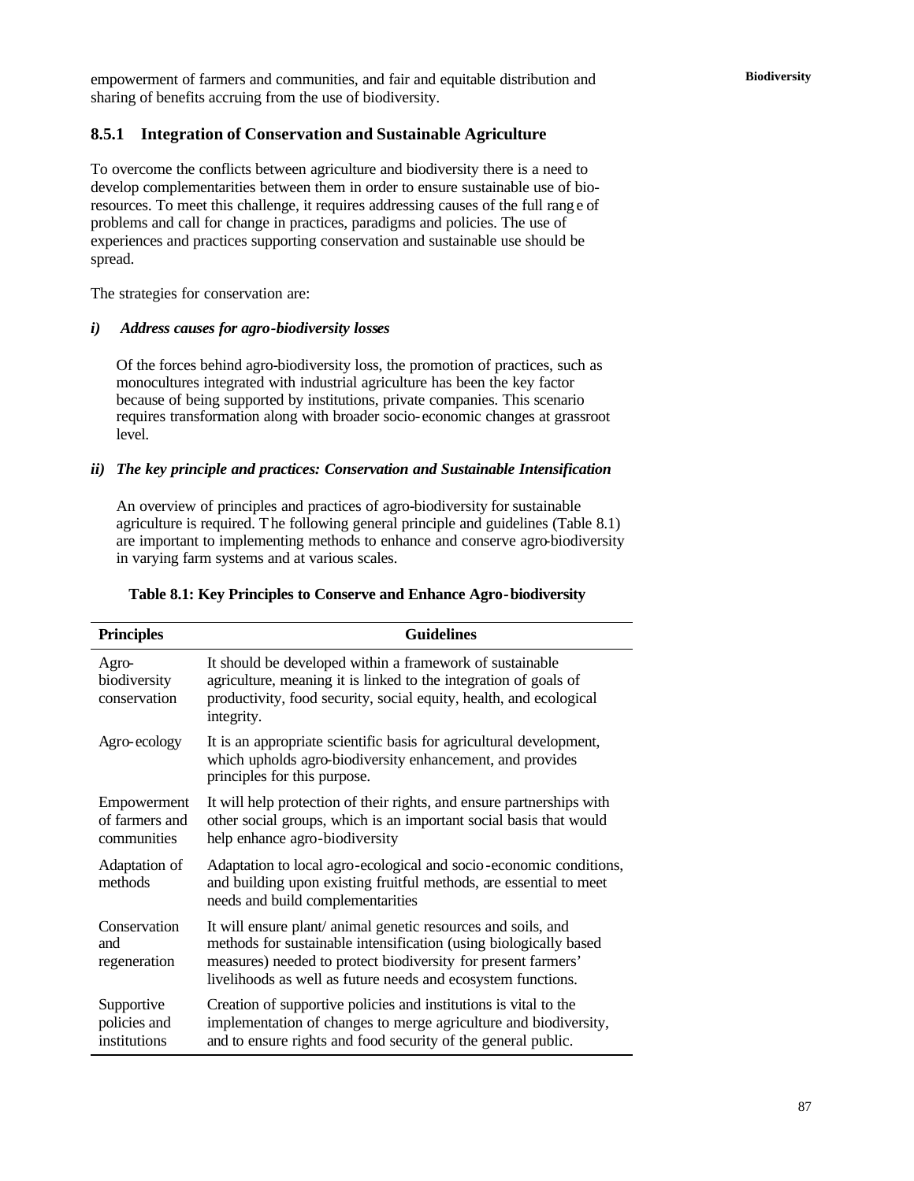empowerment of farmers and communities, and fair and equitable distribution and sharing of benefits accruing from the use of biodiversity.

### 8.5.1 Integration of Conservation and Sustainable Agriculture

To overcome the conflicts between agriculture and biodiversity there is a need to develop complementarities between them in order to ensure sustainable use of bio-resources. To meet this challenge, it requires addressing causes of the full range of problems and call for change in practices, paradigms and policies. The use of experiences and practices supporting conservation and sustainable use should be spread.

The strategies for conservation are:

***i) Address causes for agro-biodiversity losses***

Of the forces behind agro-biodiversity loss, the promotion of practices, such as monocultures integrated with industrial agriculture has been the key factor because of being supported by institutions, private companies. This scenario requires transformation along with broader socio-economic changes at grassroot level.

***ii) The key principle and practices: Conservation and Sustainable Intensification***

An overview of principles and practices of agro-biodiversity for sustainable agriculture is required. The following general principle and guidelines (Table 8.1) are important to implementing methods to enhance and conserve agro-biodiversity in varying farm systems and at various scales.

**Table 8.1: Key Principles to Conserve and Enhance Agro-biodiversity**

| Principles | Guidelines |
|---|---|
| Agro-biodiversity conservation | It should be developed within a framework of sustainable agriculture, meaning it is linked to the integration of goals of productivity, food security, social equity, health, and ecological integrity. |
| Agro-ecology | It is an appropriate scientific basis for agricultural development, which upholds agro-biodiversity enhancement, and provides principles for this purpose. |
| Empowerment of farmers and communities | It will help protection of their rights, and ensure partnerships with other social groups, which is an important social basis that would help enhance agro-biodiversity |
| Adaptation of methods | Adaptation to local agro-ecological and socio-economic conditions, and building upon existing fruitful methods, are essential to meet needs and build complementarities |
| Conservation and regeneration | It will ensure plant/ animal genetic resources and soils, and methods for sustainable intensification (using biologically based measures) needed to protect biodiversity for present farmers' livelihoods as well as future needs and ecosystem functions. |
| Supportive policies and institutions | Creation of supportive policies and institutions is vital to the implementation of changes to merge agriculture and biodiversity, and to ensure rights and food security of the general public. |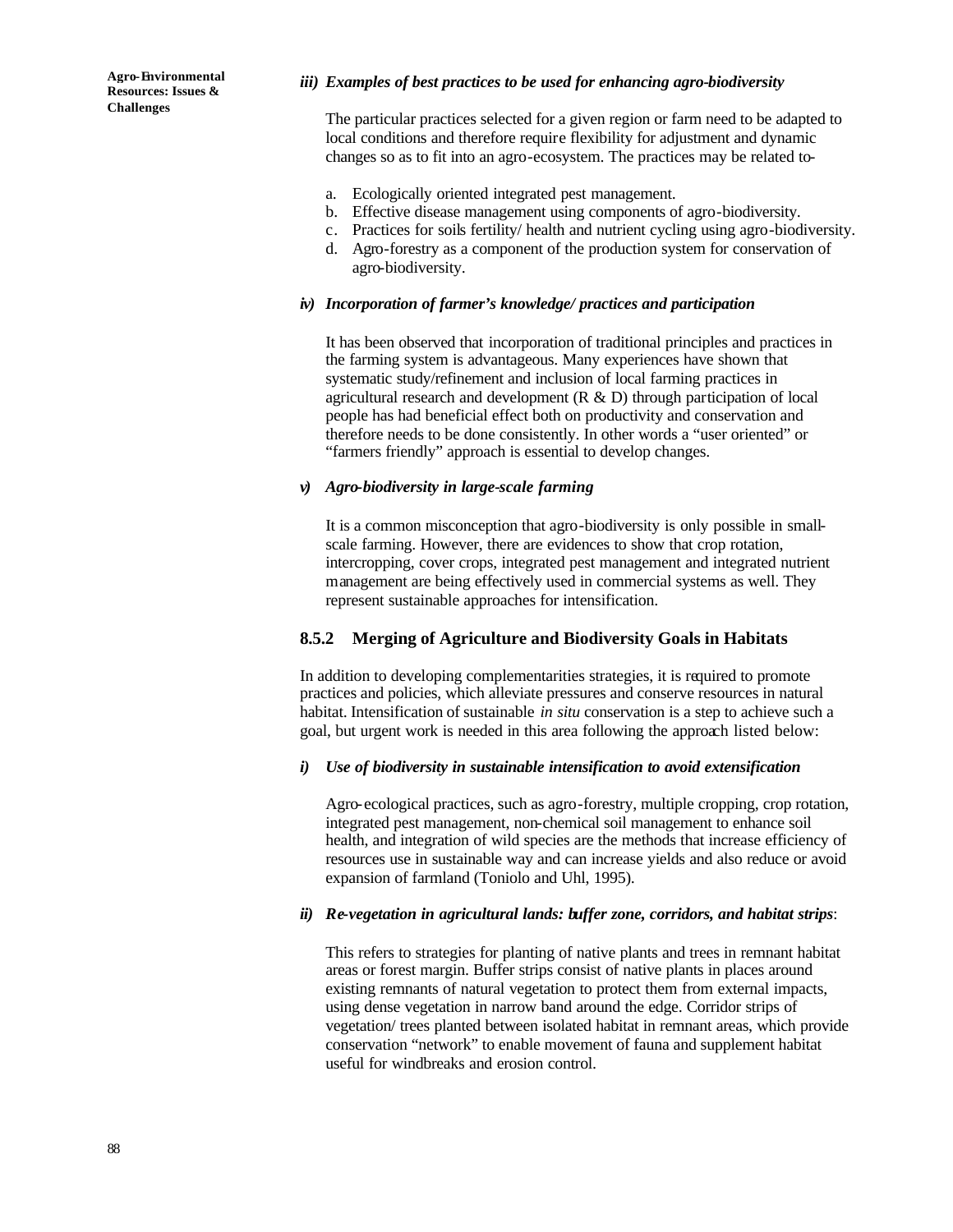#### *iii) Examples of best practices to be used for enhancing agro-biodiversity*

The particular practices selected for a given region or farm need to be adapted to local conditions and therefore require flexibility for adjustment and dynamic changes so as to fit into an agro-ecosystem. The practices may be related to-

a. Ecologically oriented integrated pest management.
b. Effective disease management using components of agro-biodiversity.
c. Practices for soils fertility/ health and nutrient cycling using agro-biodiversity.
d. Agro-forestry as a component of the production system for conservation of agro-biodiversity.

#### *iv) Incorporation of farmer's knowledge/ practices and participation*

It has been observed that incorporation of traditional principles and practices in the farming system is advantageous. Many experiences have shown that systematic study/refinement and inclusion of local farming practices in agricultural research and development (R & D) through participation of local people has had beneficial effect both on productivity and conservation and therefore needs to be done consistently. In other words a "user oriented" or "farmers friendly" approach is essential to develop changes.

#### *v) Agro-biodiversity in large-scale farming*

It is a common misconception that agro-biodiversity is only possible in small-scale farming. However, there are evidences to show that crop rotation, intercropping, cover crops, integrated pest management and integrated nutrient management are being effectively used in commercial systems as well. They represent sustainable approaches for intensification.

### 8.5.2 Merging of Agriculture and Biodiversity Goals in Habitats

In addition to developing complementarities strategies, it is required to promote practices and policies, which alleviate pressures and conserve resources in natural habitat. Intensification of sustainable *in situ* conservation is a step to achieve such a goal, but urgent work is needed in this area following the approach listed below:

#### *i) Use of biodiversity in sustainable intensification to avoid extensification*

Agro-ecological practices, such as agro-forestry, multiple cropping, crop rotation, integrated pest management, non-chemical soil management to enhance soil health, and integration of wild species are the methods that increase efficiency of resources use in sustainable way and can increase yields and also reduce or avoid expansion of farmland (Toniolo and Uhl, 1995).

#### *ii) Re-vegetation in agricultural lands: buffer zone, corridors, and habitat strips*:

This refers to strategies for planting of native plants and trees in remnant habitat areas or forest margin. Buffer strips consist of native plants in places around existing remnants of natural vegetation to protect them from external impacts, using dense vegetation in narrow band around the edge. Corridor strips of vegetation/ trees planted between isolated habitat in remnant areas, which provide conservation "network" to enable movement of fauna and supplement habitat useful for windbreaks and erosion control.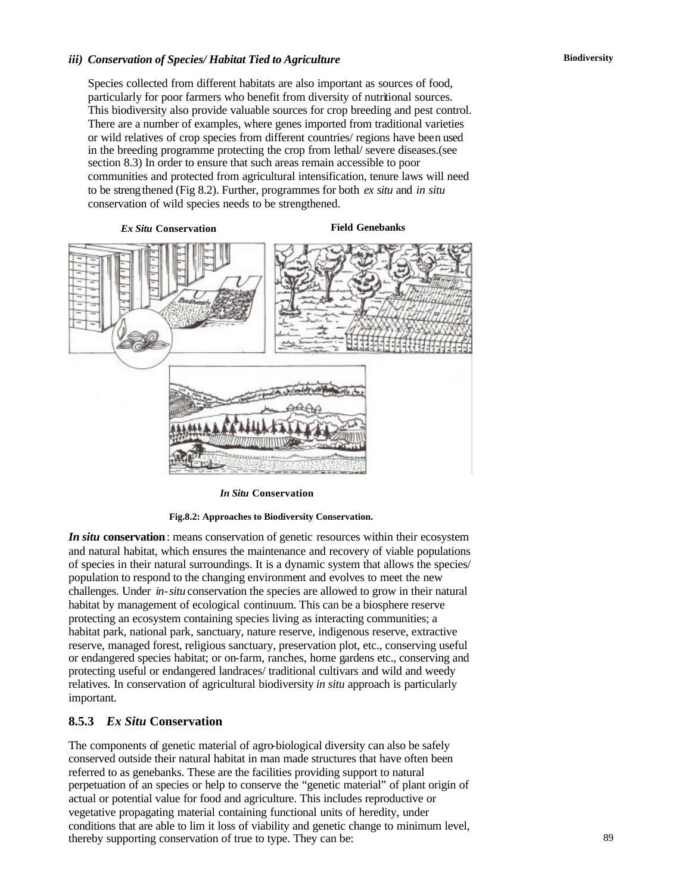### *iii) Conservation of Species/ Habitat Tied to Agriculture*

Species collected from different habitats are also important as sources of food, particularly for poor farmers who benefit from diversity of nutritional sources. This biodiversity also provide valuable sources for crop breeding and pest control. There are a number of examples, where genes imported from traditional varieties or wild relatives of crop species from different countries/ regions have been used in the breeding programme protecting the crop from lethal/ severe diseases.(see section 8.3) In order to ensure that such areas remain accessible to poor communities and protected from agricultural intensification, tenure laws will need to be strengthened (Fig 8.2). Further, programmes for both *ex situ* and *in situ* conservation of wild species needs to be strengthened.

***Ex Situ* Conservation** | **Field Genebanks**

***In Situ* Conservation**

**Fig.8.2: Approaches to Biodiversity Conservation.**

***In situ* conservation**: means conservation of genetic resources within their ecosystem and natural habitat, which ensures the maintenance and recovery of viable populations of species in their natural surroundings. It is a dynamic system that allows the species/ population to respond to the changing environment and evolves to meet the new challenges. Under *in-situ* conservation the species are allowed to grow in their natural habitat by management of ecological continuum. This can be a biosphere reserve protecting an ecosystem containing species living as interacting communities; a habitat park, national park, sanctuary, nature reserve, indigenous reserve, extractive reserve, managed forest, religious sanctuary, preservation plot, etc., conserving useful or endangered species habitat; or on-farm, ranches, home gardens etc., conserving and protecting useful or endangered landraces/ traditional cultivars and wild and weedy relatives. In conservation of agricultural biodiversity *in situ* approach is particularly important.

### 8.5.3 *Ex Situ* Conservation

The components of genetic material of agro-biological diversity can also be safely conserved outside their natural habitat in man made structures that have often been referred to as genebanks. These are the facilities providing support to natural perpetuation of an species or help to conserve the "genetic material" of plant origin of actual or potential value for food and agriculture. This includes reproductive or vegetative propagating material containing functional units of heredity, under conditions that are able to limit it loss of viability and genetic change to minimum level, thereby supporting conservation of true to type. They can be: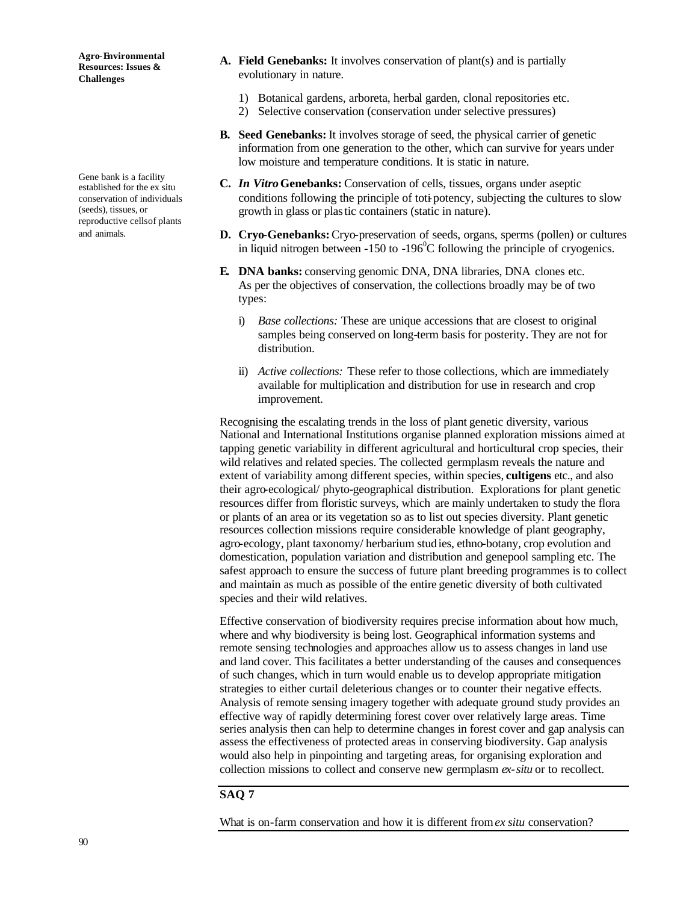**A. Field Genebanks:** It involves conservation of plant(s) and is partially evolutionary in nature.

1) Botanical gardens, arboreta, herbal garden, clonal repositories etc.
2) Selective conservation (conservation under selective pressures)

**B. Seed Genebanks:** It involves storage of seed, the physical carrier of genetic information from one generation to the other, which can survive for years under low moisture and temperature conditions. It is static in nature.

Gene bank is a facility established for the ex situ conservation of individuals (seeds), tissues, or reproductive cells of plants and animals.

**C. *In Vitro* Genebanks:** Conservation of cells, tissues, organs under aseptic conditions following the principle of toti-potency, subjecting the cultures to slow growth in glass or plastic containers (static in nature).

**D. Cryo-Genebanks:** Cryo-preservation of seeds, organs, sperms (pollen) or cultures in liquid nitrogen between -150 to -196$^{0}$C following the principle of cryogenics.

**E. DNA banks:** conserving genomic DNA, DNA libraries, DNA clones etc.
As per the objectives of conservation, the collections broadly may be of two types:

i) *Base collections:* These are unique accessions that are closest to original samples being conserved on long-term basis for posterity. They are not for distribution.

ii) *Active collections:* These refer to those collections, which are immediately available for multiplication and distribution for use in research and crop improvement.

Recognising the escalating trends in the loss of plant genetic diversity, various National and International Institutions organise planned exploration missions aimed at tapping genetic variability in different agricultural and horticultural crop species, their wild relatives and related species. The collected germplasm reveals the nature and extent of variability among different species, within species, **cultigens** etc., and also their agro-ecological/ phyto-geographical distribution. Explorations for plant genetic resources differ from floristic surveys, which are mainly undertaken to study the flora or plants of an area or its vegetation so as to list out species diversity. Plant genetic resources collection missions require considerable knowledge of plant geography, agro-ecology, plant taxonomy/ herbarium studies, ethno-botany, crop evolution and domestication, population variation and distribution and genepool sampling etc. The safest approach to ensure the success of future plant breeding programmes is to collect and maintain as much as possible of the entire genetic diversity of both cultivated species and their wild relatives.

Effective conservation of biodiversity requires precise information about how much, where and why biodiversity is being lost. Geographical information systems and remote sensing technologies and approaches allow us to assess changes in land use and land cover. This facilitates a better understanding of the causes and consequences of such changes, which in turn would enable us to develop appropriate mitigation strategies to either curtail deleterious changes or to counter their negative effects. Analysis of remote sensing imagery together with adequate ground study provides an effective way of rapidly determining forest cover over relatively large areas. Time series analysis then can help to determine changes in forest cover and gap analysis can assess the effectiveness of protected areas in conserving biodiversity. Gap analysis would also help in pinpointing and targeting areas, for organising exploration and collection missions to collect and conserve new germplasm *ex-situ* or to recollect.

**SAQ 7**

What is on-farm conservation and how it is different from *ex situ* conservation?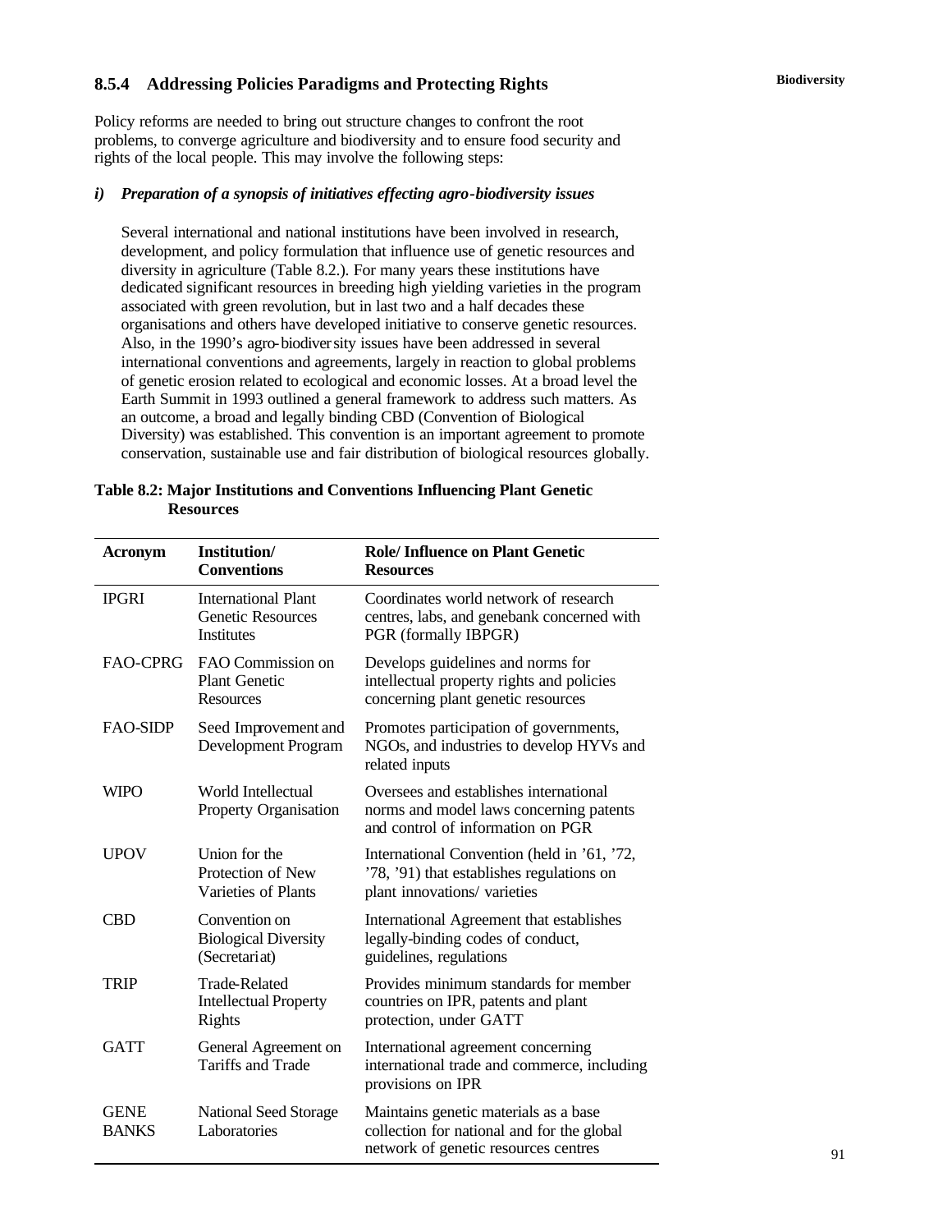### 8.5.4 Addressing Policies Paradigms and Protecting Rights

Policy reforms are needed to bring out structure changes to confront the root problems, to converge agriculture and biodiversity and to ensure food security and rights of the local people. This may involve the following steps:

***i) Preparation of a synopsis of initiatives effecting agro-biodiversity issues***

Several international and national institutions have been involved in research, development, and policy formulation that influence use of genetic resources and diversity in agriculture (Table 8.2.). For many years these institutions have dedicated significant resources in breeding high yielding varieties in the program associated with green revolution, but in last two and a half decades these organisations and others have developed initiative to conserve genetic resources. Also, in the 1990's agro-biodiversity issues have been addressed in several international conventions and agreements, largely in reaction to global problems of genetic erosion related to ecological and economic losses. At a broad level the Earth Summit in 1993 outlined a general framework to address such matters. As an outcome, a broad and legally binding CBD (Convention of Biological Diversity) was established. This convention is an important agreement to promote conservation, sustainable use and fair distribution of biological resources globally.

**Table 8.2: Major Institutions and Conventions Influencing Plant Genetic Resources**

| Acronym | Institution/ Conventions | Role/ Influence on Plant Genetic Resources |
|---|---|---|
| IPGRI | International Plant Genetic Resources Institutes | Coordinates world network of research centres, labs, and genebank concerned with PGR (formally IBPGR) |
| FAO-CPRG | FAO Commission on Plant Genetic Resources | Develops guidelines and norms for intellectual property rights and policies concerning plant genetic resources |
| FAO-SIDP | Seed Improvement and Development Program | Promotes participation of governments, NGOs, and industries to develop HYVs and related inputs |
| WIPO | World Intellectual Property Organisation | Oversees and establishes international norms and model laws concerning patents and control of information on PGR |
| UPOV | Union for the Protection of New Varieties of Plants | International Convention (held in '61, '72, '78, '91) that establishes regulations on plant innovations/ varieties |
| CBD | Convention on Biological Diversity (Secretariat) | International Agreement that establishes legally-binding codes of conduct, guidelines, regulations |
| TRIP | Trade-Related Intellectual Property Rights | Provides minimum standards for member countries on IPR, patents and plant protection, under GATT |
| GATT | General Agreement on Tariffs and Trade | International agreement concerning international trade and commerce, including provisions on IPR |
| GENE BANKS | National Seed Storage Laboratories | Maintains genetic materials as a base collection for national and for the global network of genetic resources centres |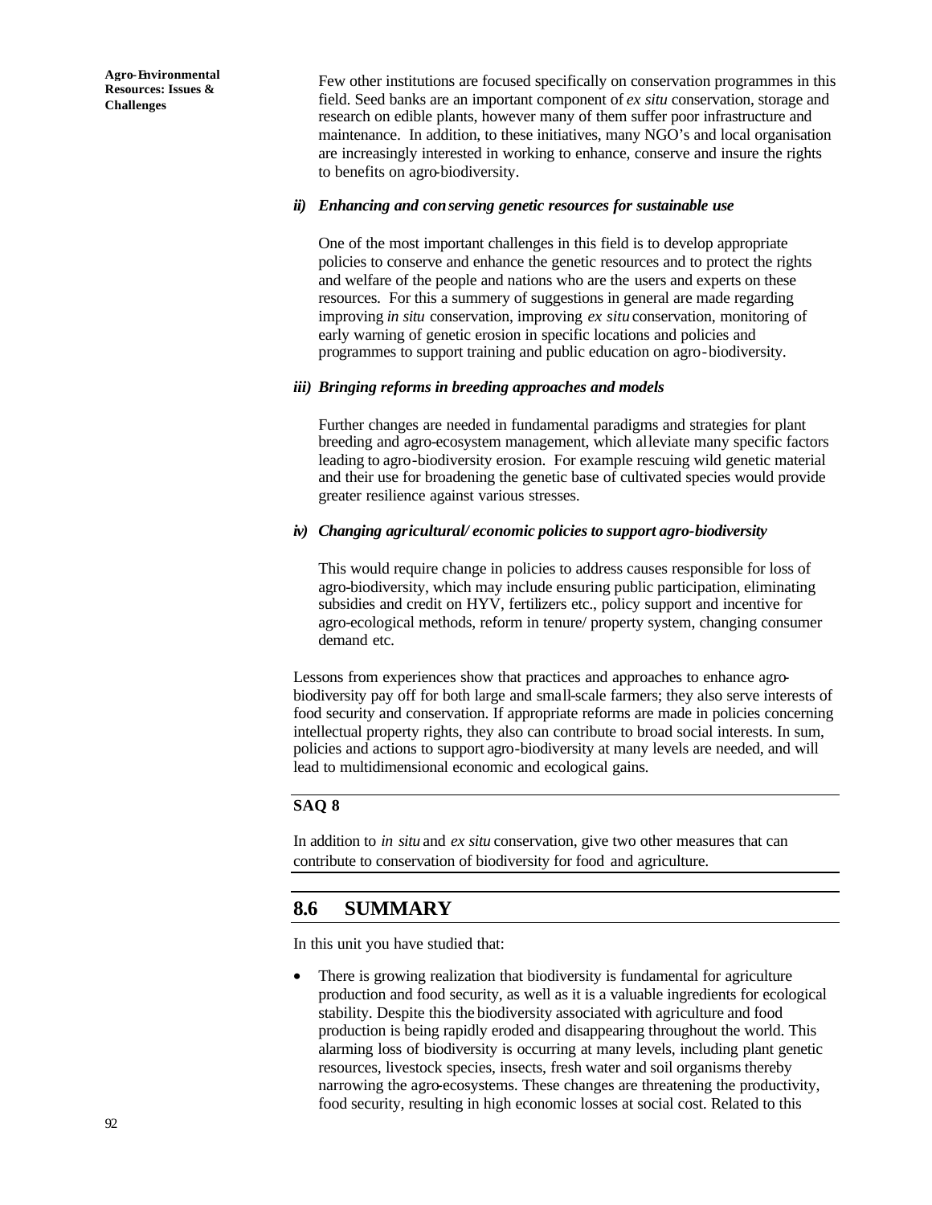Few other institutions are focused specifically on conservation programmes in this field. Seed banks are an important component of *ex situ* conservation, storage and research on edible plants, however many of them suffer poor infrastructure and maintenance. In addition, to these initiatives, many NGO's and local organisation are increasingly interested in working to enhance, conserve and insure the rights to benefits on agro-biodiversity.

***ii) Enhancing and conserving genetic resources for sustainable use***

One of the most important challenges in this field is to develop appropriate policies to conserve and enhance the genetic resources and to protect the rights and welfare of the people and nations who are the users and experts on these resources. For this a summery of suggestions in general are made regarding improving *in situ* conservation, improving *ex situ* conservation, monitoring of early warning of genetic erosion in specific locations and policies and programmes to support training and public education on agro-biodiversity.

***iii) Bringing reforms in breeding approaches and models***

Further changes are needed in fundamental paradigms and strategies for plant breeding and agro-ecosystem management, which alleviate many specific factors leading to agro-biodiversity erosion. For example rescuing wild genetic material and their use for broadening the genetic base of cultivated species would provide greater resilience against various stresses.

***iv) Changing agricultural/ economic policies to support agro-biodiversity***

This would require change in policies to address causes responsible for loss of agro-biodiversity, which may include ensuring public participation, eliminating subsidies and credit on HYV, fertilizers etc., policy support and incentive for agro-ecological methods, reform in tenure/ property system, changing consumer demand etc.

Lessons from experiences show that practices and approaches to enhance agro-biodiversity pay off for both large and small-scale farmers; they also serve interests of food security and conservation. If appropriate reforms are made in policies concerning intellectual property rights, they also can contribute to broad social interests. In sum, policies and actions to support agro-biodiversity at many levels are needed, and will lead to multidimensional economic and ecological gains.

**SAQ 8**

In addition to *in situ* and *ex situ* conservation, give two other measures that can contribute to conservation of biodiversity for food and agriculture.

## 8.6 SUMMARY

In this unit you have studied that:

- There is growing realization that biodiversity is fundamental for agriculture production and food security, as well as it is a valuable ingredients for ecological stability. Despite this the biodiversity associated with agriculture and food production is being rapidly eroded and disappearing throughout the world. This alarming loss of biodiversity is occurring at many levels, including plant genetic resources, livestock species, insects, fresh water and soil organisms thereby narrowing the agro-ecosystems. These changes are threatening the productivity, food security, resulting in high economic losses at social cost. Related to this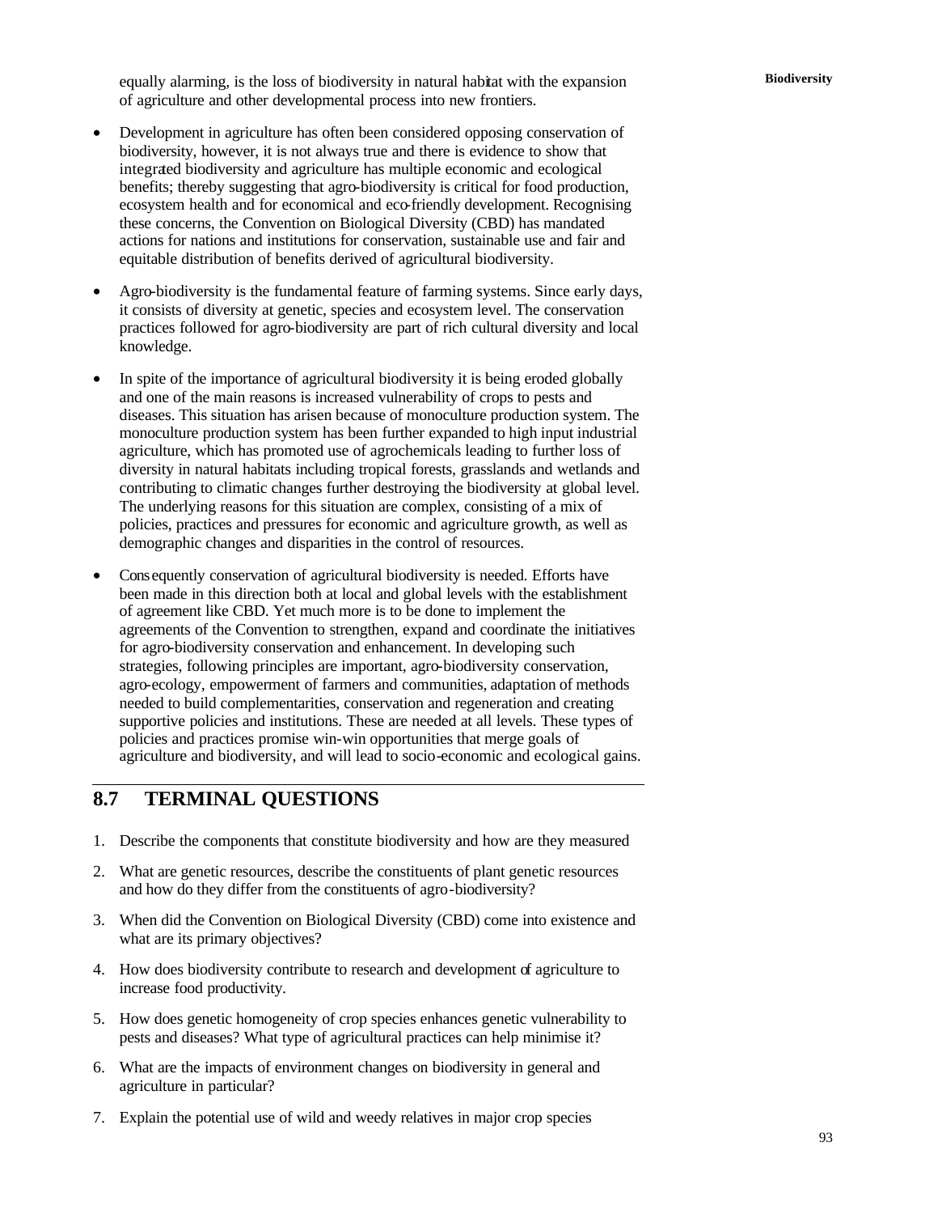equally alarming, is the loss of biodiversity in natural habitat with the expansion of agriculture and other developmental process into new frontiers.

- Development in agriculture has often been considered opposing conservation of biodiversity, however, it is not always true and there is evidence to show that integrated biodiversity and agriculture has multiple economic and ecological benefits; thereby suggesting that agro-biodiversity is critical for food production, ecosystem health and for economical and eco-friendly development. Recognising these concerns, the Convention on Biological Diversity (CBD) has mandated actions for nations and institutions for conservation, sustainable use and fair and equitable distribution of benefits derived of agricultural biodiversity.

- Agro-biodiversity is the fundamental feature of farming systems. Since early days, it consists of diversity at genetic, species and ecosystem level. The conservation practices followed for agro-biodiversity are part of rich cultural diversity and local knowledge.

- In spite of the importance of agricultural biodiversity it is being eroded globally and one of the main reasons is increased vulnerability of crops to pests and diseases. This situation has arisen because of monoculture production system. The monoculture production system has been further expanded to high input industrial agriculture, which has promoted use of agrochemicals leading to further loss of diversity in natural habitats including tropical forests, grasslands and wetlands and contributing to climatic changes further destroying the biodiversity at global level. The underlying reasons for this situation are complex, consisting of a mix of policies, practices and pressures for economic and agriculture growth, as well as demographic changes and disparities in the control of resources.

- Consequently conservation of agricultural biodiversity is needed. Efforts have been made in this direction both at local and global levels with the establishment of agreement like CBD. Yet much more is to be done to implement the agreements of the Convention to strengthen, expand and coordinate the initiatives for agro-biodiversity conservation and enhancement. In developing such strategies, following principles are important, agro-biodiversity conservation, agro-ecology, empowerment of farmers and communities, adaptation of methods needed to build complementarities, conservation and regeneration and creating supportive policies and institutions. These are needed at all levels. These types of policies and practices promise win-win opportunities that merge goals of agriculture and biodiversity, and will lead to socio-economic and ecological gains.

## 8.7 TERMINAL QUESTIONS

1. Describe the components that constitute biodiversity and how are they measured
2. What are genetic resources, describe the constituents of plant genetic resources and how do they differ from the constituents of agro-biodiversity?
3. When did the Convention on Biological Diversity (CBD) come into existence and what are its primary objectives?
4. How does biodiversity contribute to research and development of agriculture to increase food productivity.
5. How does genetic homogeneity of crop species enhances genetic vulnerability to pests and diseases? What type of agricultural practices can help minimise it?
6. What are the impacts of environment changes on biodiversity in general and agriculture in particular?
7. Explain the potential use of wild and weedy relatives in major crop species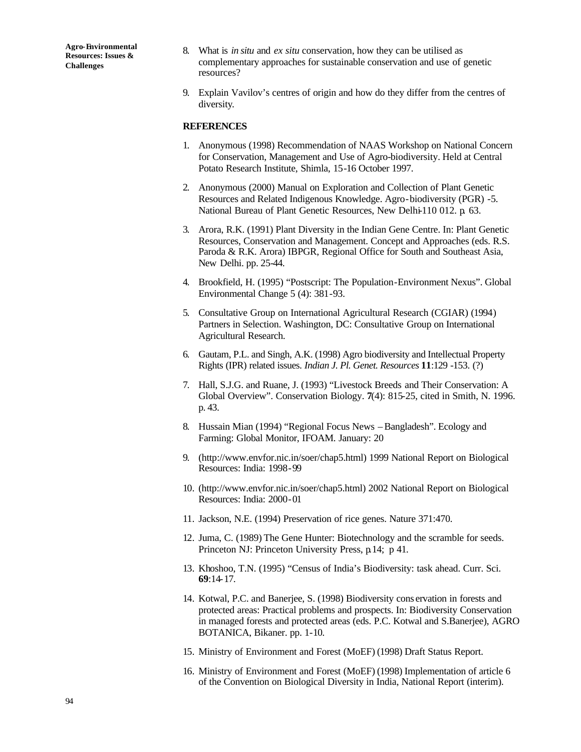8. What is *in situ* and *ex situ* conservation, how they can be utilised as complementary approaches for sustainable conservation and use of genetic resources?

9. Explain Vavilov's centres of origin and how do they differ from the centres of diversity.

## REFERENCES

1. Anonymous (1998) Recommendation of NAAS Workshop on National Concern for Conservation, Management and Use of Agro-biodiversity. Held at Central Potato Research Institute, Shimla, 15-16 October 1997.

2. Anonymous (2000) Manual on Exploration and Collection of Plant Genetic Resources and Related Indigenous Knowledge. Agro-biodiversity (PGR) -5. National Bureau of Plant Genetic Resources, New Delhi-110 012. p. 63.

3. Arora, R.K. (1991) Plant Diversity in the Indian Gene Centre. In: Plant Genetic Resources, Conservation and Management. Concept and Approaches (eds. R.S. Paroda & R.K. Arora) IBPGR, Regional Office for South and Southeast Asia, New Delhi. pp. 25-44.

4. Brookfield, H. (1995) "Postscript: The Population-Environment Nexus". Global Environmental Change 5 (4): 381-93.

5. Consultative Group on International Agricultural Research (CGIAR) (1994) Partners in Selection. Washington, DC: Consultative Group on International Agricultural Research.

6. Gautam, P.L. and Singh, A.K. (1998) Agro biodiversity and Intellectual Property Rights (IPR) related issues. *Indian J. Pl. Genet. Resources* **11**:129 -153. (?)

7. Hall, S.J.G. and Ruane, J. (1993) "Livestock Breeds and Their Conservation: A Global Overview". Conservation Biology. **7**(4): 815-25, cited in Smith, N. 1996. p. 43.

8. Hussain Mian (1994) "Regional Focus News – Bangladesh". Ecology and Farming: Global Monitor, IFOAM. January: 20

9. (http://www.envfor.nic.in/soer/chap5.html) 1999 National Report on Biological Resources: India: 1998-99

10. (http://www.envfor.nic.in/soer/chap5.html) 2002 National Report on Biological Resources: India: 2000-01

11. Jackson, N.E. (1994) Preservation of rice genes. Nature 371:470.

12. Juma, C. (1989) The Gene Hunter: Biotechnology and the scramble for seeds. Princeton NJ: Princeton University Press, p.14; p 41.

13. Khoshoo, T.N. (1995) "Census of India's Biodiversity: task ahead. Curr. Sci. **69**:14-17.

14. Kotwal, P.C. and Banerjee, S. (1998) Biodiversity conservation in forests and protected areas: Practical problems and prospects. In: Biodiversity Conservation in managed forests and protected areas (eds. P.C. Kotwal and S.Banerjee), AGRO BOTANICA, Bikaner. pp. 1-10.

15. Ministry of Environment and Forest (MoEF) (1998) Draft Status Report.

16. Ministry of Environment and Forest (MoEF) (1998) Implementation of article 6 of the Convention on Biological Diversity in India, National Report (interim).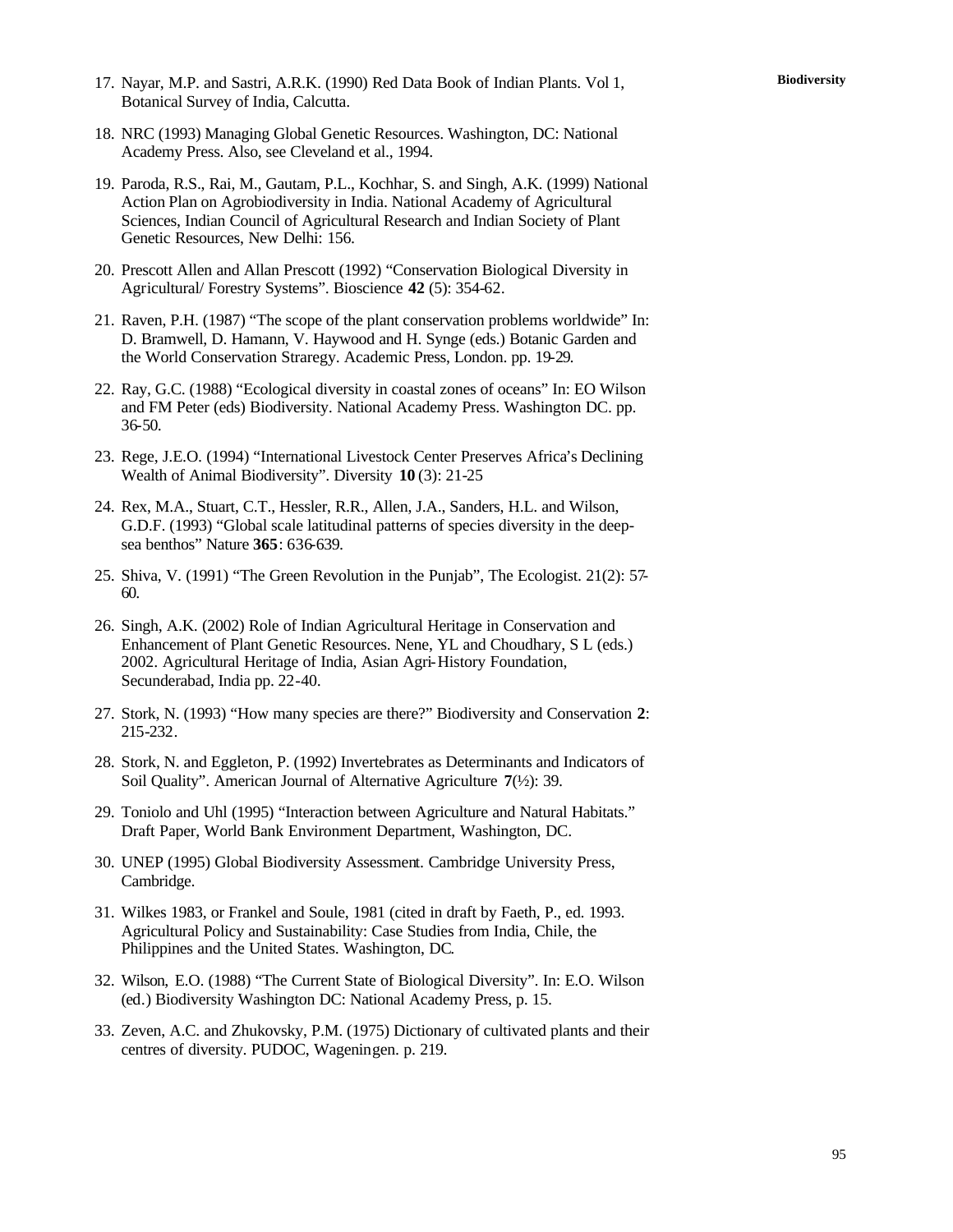17. Nayar, M.P. and Sastri, A.R.K. (1990) Red Data Book of Indian Plants. Vol 1, Botanical Survey of India, Calcutta.

18. NRC (1993) Managing Global Genetic Resources. Washington, DC: National Academy Press. Also, see Cleveland et al., 1994.

19. Paroda, R.S., Rai, M., Gautam, P.L., Kochhar, S. and Singh, A.K. (1999) National Action Plan on Agrobiodiversity in India. National Academy of Agricultural Sciences, Indian Council of Agricultural Research and Indian Society of Plant Genetic Resources, New Delhi: 156.

20. Prescott Allen and Allan Prescott (1992) "Conservation Biological Diversity in Agricultural/ Forestry Systems". Bioscience **42** (5): 354-62.

21. Raven, P.H. (1987) "The scope of the plant conservation problems worldwide" In: D. Bramwell, D. Hamann, V. Haywood and H. Synge (eds.) Botanic Garden and the World Conservation Straregy. Academic Press, London. pp. 19-29.

22. Ray, G.C. (1988) "Ecological diversity in coastal zones of oceans" In: EO Wilson and FM Peter (eds) Biodiversity. National Academy Press. Washington DC. pp. 36-50.

23. Rege, J.E.O. (1994) "International Livestock Center Preserves Africa's Declining Wealth of Animal Biodiversity". Diversity **10** (3): 21-25

24. Rex, M.A., Stuart, C.T., Hessler, R.R., Allen, J.A., Sanders, H.L. and Wilson, G.D.F. (1993) "Global scale latitudinal patterns of species diversity in the deep-sea benthos" Nature **365**: 636-639.

25. Shiva, V. (1991) "The Green Revolution in the Punjab", The Ecologist. 21(2): 57-60.

26. Singh, A.K. (2002) Role of Indian Agricultural Heritage in Conservation and Enhancement of Plant Genetic Resources. Nene, YL and Choudhary, S L (eds.) 2002. Agricultural Heritage of India, Asian Agri-History Foundation, Secunderabad, India pp. 22-40.

27. Stork, N. (1993) "How many species are there?" Biodiversity and Conservation **2**: 215-232.

28. Stork, N. and Eggleton, P. (1992) Invertebrates as Determinants and Indicators of Soil Quality". American Journal of Alternative Agriculture **7**(½): 39.

29. Toniolo and Uhl (1995) "Interaction between Agriculture and Natural Habitats." Draft Paper, World Bank Environment Department, Washington, DC.

30. UNEP (1995) Global Biodiversity Assessment. Cambridge University Press, Cambridge.

31. Wilkes 1983, or Frankel and Soule, 1981 (cited in draft by Faeth, P., ed. 1993. Agricultural Policy and Sustainability: Case Studies from India, Chile, the Philippines and the United States. Washington, DC.

32. Wilson, E.O. (1988) "The Current State of Biological Diversity". In: E.O. Wilson (ed.) Biodiversity Washington DC: National Academy Press, p. 15.

33. Zeven, A.C. and Zhukovsky, P.M. (1975) Dictionary of cultivated plants and their centres of diversity. PUDOC, Wageningen. p. 219.